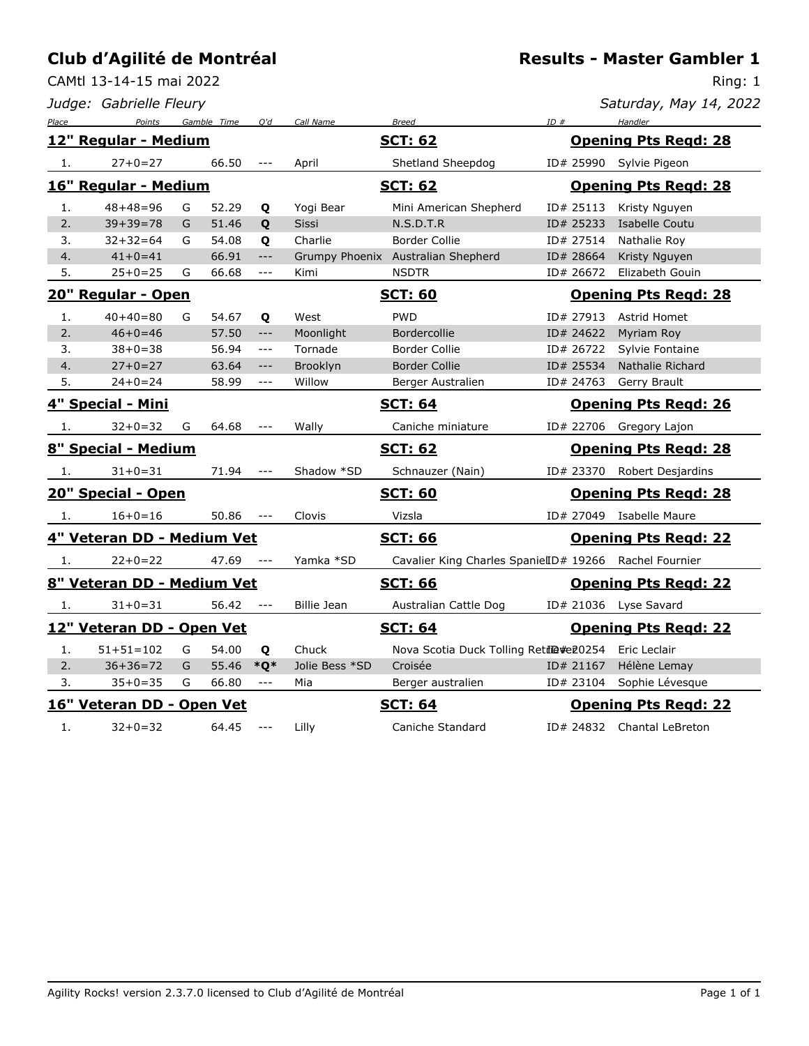# Club d'Agilité de Montréal

## Results - Master Gambler 1

CAMtl 13-14-15 mai 2022

Ring: 1

*Judge: Gabrielle Fleury*

*Saturday, May 14, 2022*

| Place | Points | Gamble | Time | Q'd | Call Name | Breed | ID # | Handler |
|---|---|---|---|---|---|---|---|---|
| **12" Regular - Medium** | | | | | | **SCT: 62** | | **Opening Pts Reqd: 28** |
| 1. | 27+0=27 | | 66.50 | --- | April | Shetland Sheepdog | ID# 25990 | Sylvie Pigeon |
| **16" Regular - Medium** | | | | | | **SCT: 62** | | **Opening Pts Reqd: 28** |
| 1. | 48+48=96 | G | 52.29 | **Q** | Yogi Bear | Mini American Shepherd | ID# 25113 | Kristy Nguyen |
| 2. | 39+39=78 | G | 51.46 | **Q** | Sissi | N.S.D.T.R | ID# 25233 | Isabelle Coutu |
| 3. | 32+32=64 | G | 54.08 | **Q** | Charlie | Border Collie | ID# 27514 | Nathalie Roy |
| 4. | 41+0=41 | | 66.91 | --- | Grumpy Phoenix | Australian Shepherd | ID# 28664 | Kristy Nguyen |
| 5. | 25+0=25 | G | 66.68 | --- | Kimi | NSDTR | ID# 26672 | Elizabeth Gouin |
| **20" Regular - Open** | | | | | | **SCT: 60** | | **Opening Pts Reqd: 28** |
| 1. | 40+40=80 | G | 54.67 | **Q** | West | PWD | ID# 27913 | Astrid Homet |
| 2. | 46+0=46 | | 57.50 | --- | Moonlight | Bordercollie | ID# 24622 | Myriam Roy |
| 3. | 38+0=38 | | 56.94 | --- | Tornade | Border Collie | ID# 26722 | Sylvie Fontaine |
| 4. | 27+0=27 | | 63.64 | --- | Brooklyn | Border Collie | ID# 25534 | Nathalie Richard |
| 5. | 24+0=24 | | 58.99 | --- | Willow | Berger Australien | ID# 24763 | Gerry Brault |
| **4" Special - Mini** | | | | | | **SCT: 64** | | **Opening Pts Reqd: 26** |
| 1. | 32+0=32 | G | 64.68 | --- | Wally | Caniche miniature | ID# 22706 | Gregory Lajon |
| **8" Special - Medium** | | | | | | **SCT: 62** | | **Opening Pts Reqd: 28** |
| 1. | 31+0=31 | | 71.94 | --- | Shadow *SD | Schnauzer (Nain) | ID# 23370 | Robert Desjardins |
| **20" Special - Open** | | | | | | **SCT: 60** | | **Opening Pts Reqd: 28** |
| 1. | 16+0=16 | | 50.86 | --- | Clovis | Vizsla | ID# 27049 | Isabelle Maure |
| **4" Veteran DD - Medium Vet** | | | | | | **SCT: 66** | | **Opening Pts Reqd: 22** |
| 1. | 22+0=22 | | 47.69 | --- | Yamka *SD | Cavalier King Charles Spaniel | ID# 19266 | Rachel Fournier |
| **8" Veteran DD - Medium Vet** | | | | | | **SCT: 66** | | **Opening Pts Reqd: 22** |
| 1. | 31+0=31 | | 56.42 | --- | Billie Jean | Australian Cattle Dog | ID# 21036 | Lyse Savard |
| **12" Veteran DD - Open Vet** | | | | | | **SCT: 64** | | **Opening Pts Reqd: 22** |
| 1. | 51+51=102 | G | 54.00 | **Q** | Chuck | Nova Scotia Duck Tolling Retriever | ID# 20254 | Eric Leclair |
| 2. | 36+36=72 | G | 55.46 | ***Q*** | Jolie Bess *SD | Croisée | ID# 21167 | Hélène Lemay |
| 3. | 35+0=35 | G | 66.80 | --- | Mia | Berger australien | ID# 23104 | Sophie Lévesque |
| **16" Veteran DD - Open Vet** | | | | | | **SCT: 64** | | **Opening Pts Reqd: 22** |
| 1. | 32+0=32 | | 64.45 | --- | Lilly | Caniche Standard | ID# 24832 | Chantal LeBreton |

Agility Rocks! version 2.3.7.0 licensed to Club d'Agilité de Montréal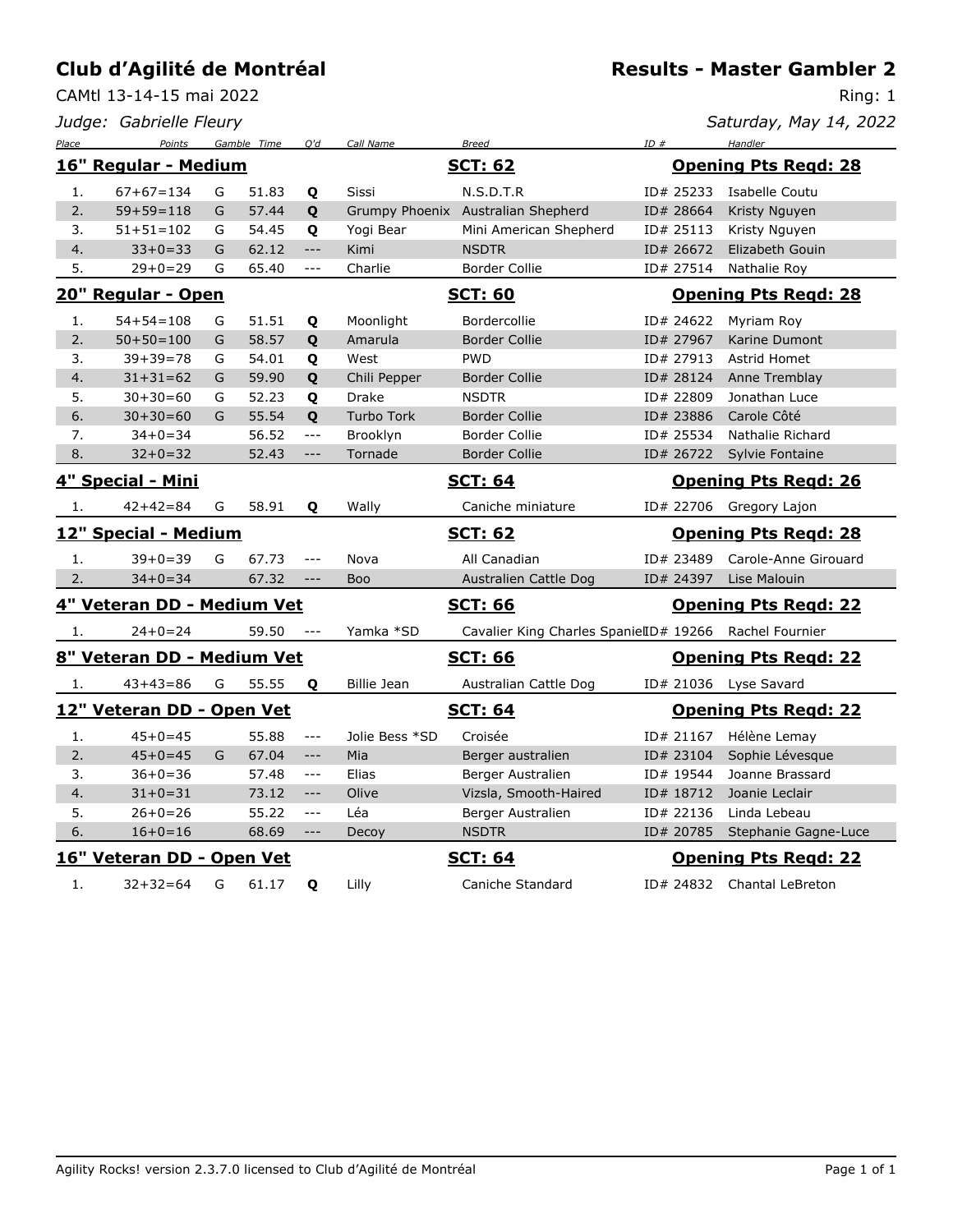## Club d'Agilité de Montréal

## Results - Master Gambler 2

CAMtl 13-14-15 mai 2022

Ring: 1

*Judge: Gabrielle Fleury*

*Saturday, May 14, 2022*

| Place | Points | Gamble | Time | Q'd | Call Name | Breed | ID # | Handler |
|---|---|---|---|---|---|---|---|---|
| **16" Regular - Medium** | | | | | | **SCT: 62** | | **Opening Pts Reqd: 28** |
| 1. | 67+67=134 | G | 51.83 | **Q** | Sissi | N.S.D.T.R | ID# 25233 | Isabelle Coutu |
| 2. | 59+59=118 | G | 57.44 | **Q** | Grumpy Phoenix | Australian Shepherd | ID# 28664 | Kristy Nguyen |
| 3. | 51+51=102 | G | 54.45 | **Q** | Yogi Bear | Mini American Shepherd | ID# 25113 | Kristy Nguyen |
| 4. | 33+0=33 | G | 62.12 | --- | Kimi | NSDTR | ID# 26672 | Elizabeth Gouin |
| 5. | 29+0=29 | G | 65.40 | --- | Charlie | Border Collie | ID# 27514 | Nathalie Roy |
| **20" Regular - Open** | | | | | | **SCT: 60** | | **Opening Pts Reqd: 28** |
| 1. | 54+54=108 | G | 51.51 | **Q** | Moonlight | Bordercollie | ID# 24622 | Myriam Roy |
| 2. | 50+50=100 | G | 58.57 | **Q** | Amarula | Border Collie | ID# 27967 | Karine Dumont |
| 3. | 39+39=78 | G | 54.01 | **Q** | West | PWD | ID# 27913 | Astrid Homet |
| 4. | 31+31=62 | G | 59.90 | **Q** | Chili Pepper | Border Collie | ID# 28124 | Anne Tremblay |
| 5. | 30+30=60 | G | 52.23 | **Q** | Drake | NSDTR | ID# 22809 | Jonathan Luce |
| 6. | 30+30=60 | G | 55.54 | **Q** | Turbo Tork | Border Collie | ID# 23886 | Carole Côté |
| 7. | 34+0=34 | | 56.52 | --- | Brooklyn | Border Collie | ID# 25534 | Nathalie Richard |
| 8. | 32+0=32 | | 52.43 | --- | Tornade | Border Collie | ID# 26722 | Sylvie Fontaine |
| **4" Special - Mini** | | | | | | **SCT: 64** | | **Opening Pts Reqd: 26** |
| 1. | 42+42=84 | G | 58.91 | **Q** | Wally | Caniche miniature | ID# 22706 | Gregory Lajon |
| **12" Special - Medium** | | | | | | **SCT: 62** | | **Opening Pts Reqd: 28** |
| 1. | 39+0=39 | G | 67.73 | --- | Nova | All Canadian | ID# 23489 | Carole-Anne Girouard |
| 2. | 34+0=34 | | 67.32 | --- | Boo | Australien Cattle Dog | ID# 24397 | Lise Malouin |
| **4" Veteran DD - Medium Vet** | | | | | | **SCT: 66** | | **Opening Pts Reqd: 22** |
| 1. | 24+0=24 | | 59.50 | --- | Yamka *SD | Cavalier King Charles Spaniel | ID# 19266 | Rachel Fournier |
| **8" Veteran DD - Medium Vet** | | | | | | **SCT: 66** | | **Opening Pts Reqd: 22** |
| 1. | 43+43=86 | G | 55.55 | **Q** | Billie Jean | Australian Cattle Dog | ID# 21036 | Lyse Savard |
| **12" Veteran DD - Open Vet** | | | | | | **SCT: 64** | | **Opening Pts Reqd: 22** |
| 1. | 45+0=45 | | 55.88 | --- | Jolie Bess *SD | Croisée | ID# 21167 | Hélène Lemay |
| 2. | 45+0=45 | G | 67.04 | --- | Mia | Berger australien | ID# 23104 | Sophie Lévesque |
| 3. | 36+0=36 | | 57.48 | --- | Elias | Berger Australien | ID# 19544 | Joanne Brassard |
| 4. | 31+0=31 | | 73.12 | --- | Olive | Vizsla, Smooth-Haired | ID# 18712 | Joanie Leclair |
| 5. | 26+0=26 | | 55.22 | --- | Léa | Berger Australien | ID# 22136 | Linda Lebeau |
| 6. | 16+0=16 | | 68.69 | --- | Decoy | NSDTR | ID# 20785 | Stephanie Gagne-Luce |
| **16" Veteran DD - Open Vet** | | | | | | **SCT: 64** | | **Opening Pts Reqd: 22** |
| 1. | 32+32=64 | G | 61.17 | **Q** | Lilly | Caniche Standard | ID# 24832 | Chantal LeBreton |

Agility Rocks! version 2.3.7.0 licensed to Club d'Agilité de Montréal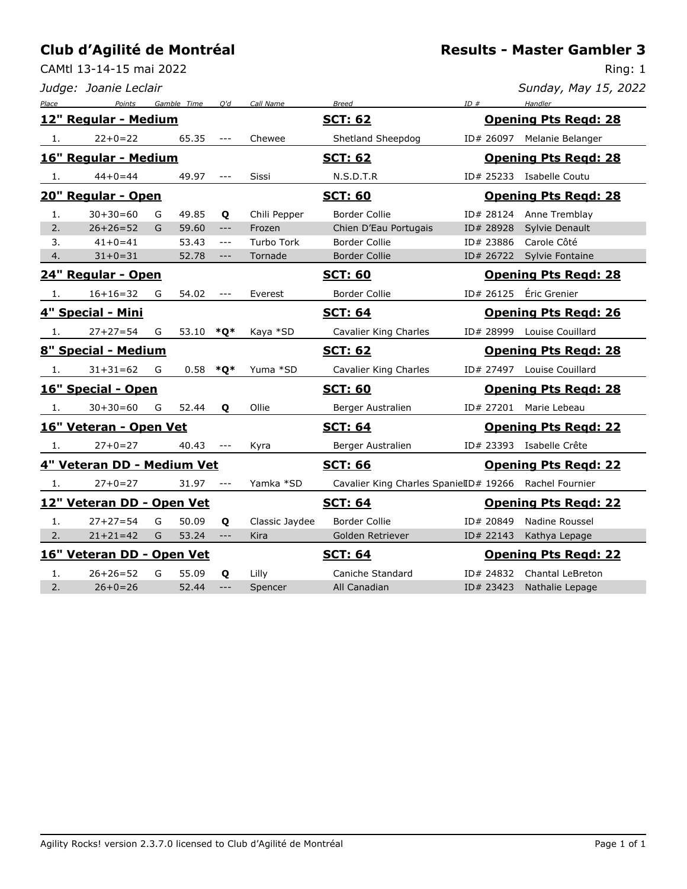# Club d'Agilité de Montréal

## Results - Master Gambler 3

CAMtl 13-14-15 mai 2022

Ring: 1

*Judge: Joanie Leclair*

*Sunday, May 15, 2022*

| Place | Points | Gamble | Time | Q'd | Call Name | Breed | ID # | Handler |
|---|---|---|---|---|---|---|---|---|
| **12" Regular - Medium** | | | | | | **SCT: 62** | | **Opening Pts Reqd: 28** |
| 1. | 22+0=22 | | 65.35 | --- | Chewee | Shetland Sheepdog | ID# 26097 | Melanie Belanger |
| **16" Regular - Medium** | | | | | | **SCT: 62** | | **Opening Pts Reqd: 28** |
| 1. | 44+0=44 | | 49.97 | --- | Sissi | N.S.D.T.R | ID# 25233 | Isabelle Coutu |
| **20" Regular - Open** | | | | | | **SCT: 60** | | **Opening Pts Reqd: 28** |
| 1. | 30+30=60 | G | 49.85 | **Q** | Chili Pepper | Border Collie | ID# 28124 | Anne Tremblay |
| 2. | 26+26=52 | G | 59.60 | --- | Frozen | Chien D'Eau Portugais | ID# 28928 | Sylvie Denault |
| 3. | 41+0=41 | | 53.43 | --- | Turbo Tork | Border Collie | ID# 23886 | Carole Côté |
| 4. | 31+0=31 | | 52.78 | --- | Tornade | Border Collie | ID# 26722 | Sylvie Fontaine |
| **24" Regular - Open** | | | | | | **SCT: 60** | | **Opening Pts Reqd: 28** |
| 1. | 16+16=32 | G | 54.02 | --- | Everest | Border Collie | ID# 26125 | Éric Grenier |
| **4" Special - Mini** | | | | | | **SCT: 64** | | **Opening Pts Reqd: 26** |
| 1. | 27+27=54 | G | 53.10 | ***Q*** | Kaya *SD | Cavalier King Charles | ID# 28999 | Louise Couillard |
| **8" Special - Medium** | | | | | | **SCT: 62** | | **Opening Pts Reqd: 28** |
| 1. | 31+31=62 | G | 0.58 | ***Q*** | Yuma *SD | Cavalier King Charles | ID# 27497 | Louise Couillard |
| **16" Special - Open** | | | | | | **SCT: 60** | | **Opening Pts Reqd: 28** |
| 1. | 30+30=60 | G | 52.44 | **Q** | Ollie | Berger Australien | ID# 27201 | Marie Lebeau |
| **16" Veteran - Open Vet** | | | | | | **SCT: 64** | | **Opening Pts Reqd: 22** |
| 1. | 27+0=27 | | 40.43 | --- | Kyra | Berger Australien | ID# 23393 | Isabelle Crête |
| **4" Veteran DD - Medium Vet** | | | | | | **SCT: 66** | | **Opening Pts Reqd: 22** |
| 1. | 27+0=27 | | 31.97 | --- | Yamka *SD | Cavalier King Charles Spaniel | ID# 19266 | Rachel Fournier |
| **12" Veteran DD - Open Vet** | | | | | | **SCT: 64** | | **Opening Pts Reqd: 22** |
| 1. | 27+27=54 | G | 50.09 | **Q** | Classic Jaydee | Border Collie | ID# 20849 | Nadine Roussel |
| 2. | 21+21=42 | G | 53.24 | --- | Kira | Golden Retriever | ID# 22143 | Kathya Lepage |
| **16" Veteran DD - Open Vet** | | | | | | **SCT: 64** | | **Opening Pts Reqd: 22** |
| 1. | 26+26=52 | G | 55.09 | **Q** | Lilly | Caniche Standard | ID# 24832 | Chantal LeBreton |
| 2. | 26+0=26 | | 52.44 | --- | Spencer | All Canadian | ID# 23423 | Nathalie Lepage |

Agility Rocks! version 2.3.7.0 licensed to Club d'Agilité de Montréal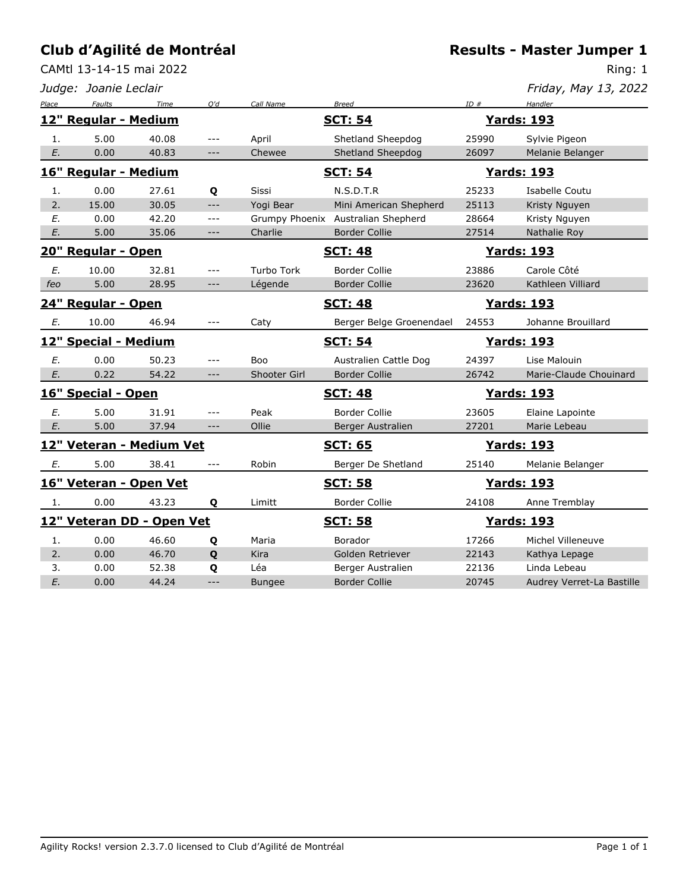## Club d'Agilité de Montréal

CAMtl 13-14-15 mai 2022

*Judge: Joanie Leclair*

## Results - Master Jumper 1

Ring: 1

*Friday, May 13, 2022*

| Place | Faults | Time | Q'd | Call Name | Breed | ID # | Handler |
|---|---|---|---|---|---|---|---|
| **12" Regular - Medium** | | | | | **SCT: 54** | | **Yards: 193** |
| 1. | 5.00 | 40.08 | --- | April | Shetland Sheepdog | 25990 | Sylvie Pigeon |
| E. | 0.00 | 40.83 | --- | Chewee | Shetland Sheepdog | 26097 | Melanie Belanger |
| **16" Regular - Medium** | | | | | **SCT: 54** | | **Yards: 193** |
| 1. | 0.00 | 27.61 | **Q** | Sissi | N.S.D.T.R | 25233 | Isabelle Coutu |
| 2. | 15.00 | 30.05 | --- | Yogi Bear | Mini American Shepherd | 25113 | Kristy Nguyen |
| E. | 0.00 | 42.20 | --- | Grumpy Phoenix | Australian Shepherd | 28664 | Kristy Nguyen |
| E. | 5.00 | 35.06 | --- | Charlie | Border Collie | 27514 | Nathalie Roy |
| **20" Regular - Open** | | | | | **SCT: 48** | | **Yards: 193** |
| E. | 10.00 | 32.81 | --- | Turbo Tork | Border Collie | 23886 | Carole Côté |
| feo | 5.00 | 28.95 | --- | Légende | Border Collie | 23620 | Kathleen Villiard |
| **24" Regular - Open** | | | | | **SCT: 48** | | **Yards: 193** |
| E. | 10.00 | 46.94 | --- | Caty | Berger Belge Groenendael | 24553 | Johanne Brouillard |
| **12" Special - Medium** | | | | | **SCT: 54** | | **Yards: 193** |
| E. | 0.00 | 50.23 | --- | Boo | Australien Cattle Dog | 24397 | Lise Malouin |
| E. | 0.22 | 54.22 | --- | Shooter Girl | Border Collie | 26742 | Marie-Claude Chouinard |
| **16" Special - Open** | | | | | **SCT: 48** | | **Yards: 193** |
| E. | 5.00 | 31.91 | --- | Peak | Border Collie | 23605 | Elaine Lapointe |
| E. | 5.00 | 37.94 | --- | Ollie | Berger Australien | 27201 | Marie Lebeau |
| **12" Veteran - Medium Vet** | | | | | **SCT: 65** | | **Yards: 193** |
| E. | 5.00 | 38.41 | --- | Robin | Berger De Shetland | 25140 | Melanie Belanger |
| **16" Veteran - Open Vet** | | | | | **SCT: 58** | | **Yards: 193** |
| 1. | 0.00 | 43.23 | **Q** | Limitt | Border Collie | 24108 | Anne Tremblay |
| **12" Veteran DD - Open Vet** | | | | | **SCT: 58** | | **Yards: 193** |
| 1. | 0.00 | 46.60 | **Q** | Maria | Borador | 17266 | Michel Villeneuve |
| 2. | 0.00 | 46.70 | **Q** | Kira | Golden Retriever | 22143 | Kathya Lepage |
| 3. | 0.00 | 52.38 | **Q** | Léa | Berger Australien | 22136 | Linda Lebeau |
| E. | 0.00 | 44.24 | --- | Bungee | Border Collie | 20745 | Audrey Verret-La Bastille |

Agility Rocks! version 2.3.7.0 licensed to Club d'Agilité de Montréal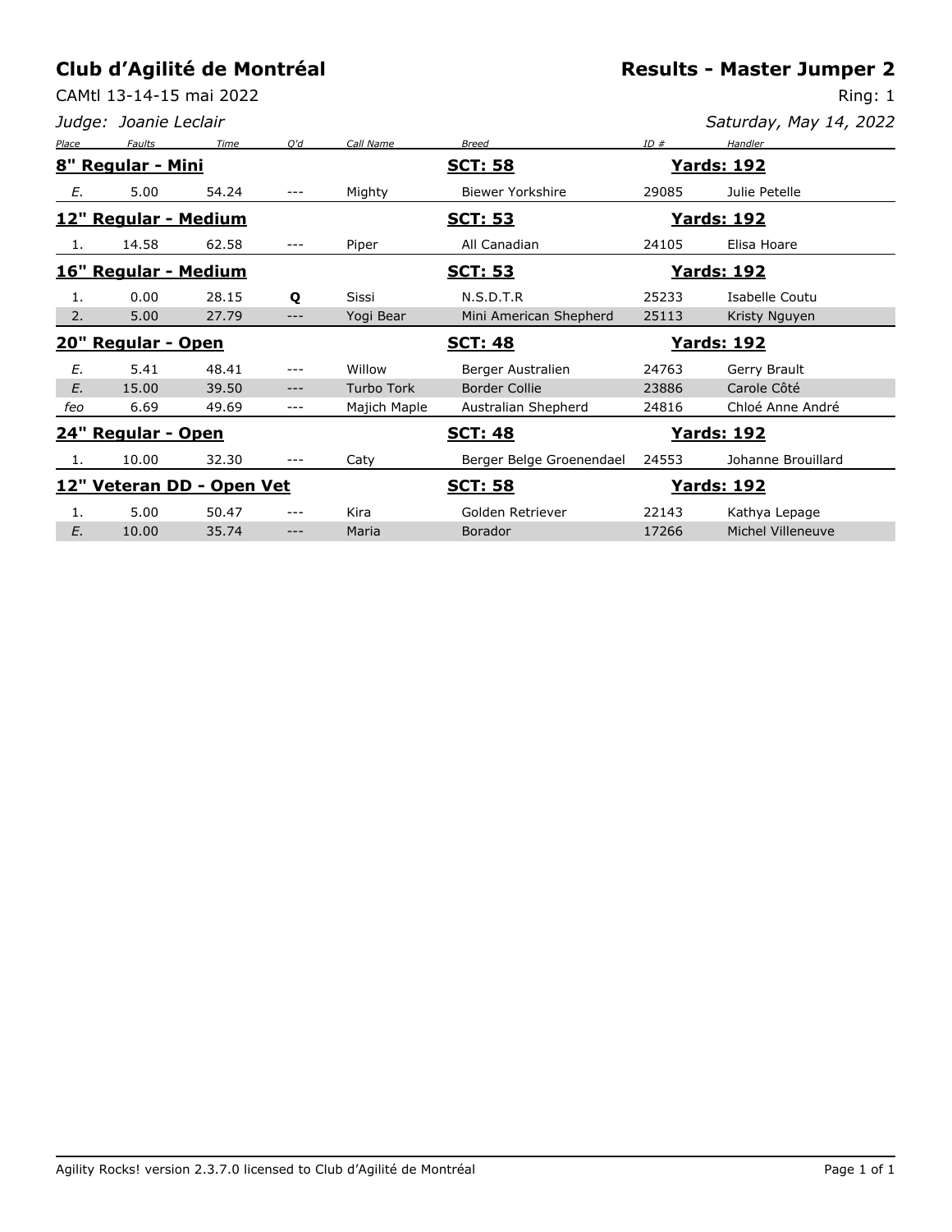# Club d'Agilité de Montréal

## Results - Master Jumper 2

CAMtl 13-14-15 mai 2022

Ring: 1

*Judge: Joanie Leclair*

*Saturday, May 14, 2022*

| Place | Faults | Time | Q'd | Call Name | Breed | ID # | Handler |
|---|---|---|---|---|---|---|---|
| **8" Regular - Mini** | | | | | **SCT: 58** | | **Yards: 192** |
| *E.* | 5.00 | 54.24 | --- | Mighty | Biewer Yorkshire | 29085 | Julie Petelle |
| **12" Regular - Medium** | | | | | **SCT: 53** | | **Yards: 192** |
| 1. | 14.58 | 62.58 | --- | Piper | All Canadian | 24105 | Elisa Hoare |
| **16" Regular - Medium** | | | | | **SCT: 53** | | **Yards: 192** |
| 1. | 0.00 | 28.15 | **Q** | Sissi | N.S.D.T.R | 25233 | Isabelle Coutu |
| 2. | 5.00 | 27.79 | --- | Yogi Bear | Mini American Shepherd | 25113 | Kristy Nguyen |
| **20" Regular - Open** | | | | | **SCT: 48** | | **Yards: 192** |
| *E.* | 5.41 | 48.41 | --- | Willow | Berger Australien | 24763 | Gerry Brault |
| *E.* | 15.00 | 39.50 | --- | Turbo Tork | Border Collie | 23886 | Carole Côté |
| *feo* | 6.69 | 49.69 | --- | Majich Maple | Australian Shepherd | 24816 | Chloé Anne André |
| **24" Regular - Open** | | | | | **SCT: 48** | | **Yards: 192** |
| 1. | 10.00 | 32.30 | --- | Caty | Berger Belge Groenendael | 24553 | Johanne Brouillard |
| **12" Veteran DD - Open Vet** | | | | | **SCT: 58** | | **Yards: 192** |
| 1. | 5.00 | 50.47 | --- | Kira | Golden Retriever | 22143 | Kathya Lepage |
| *E.* | 10.00 | 35.74 | --- | Maria | Borador | 17266 | Michel Villeneuve |

Agility Rocks! version 2.3.7.0 licensed to Club d'Agilité de Montréal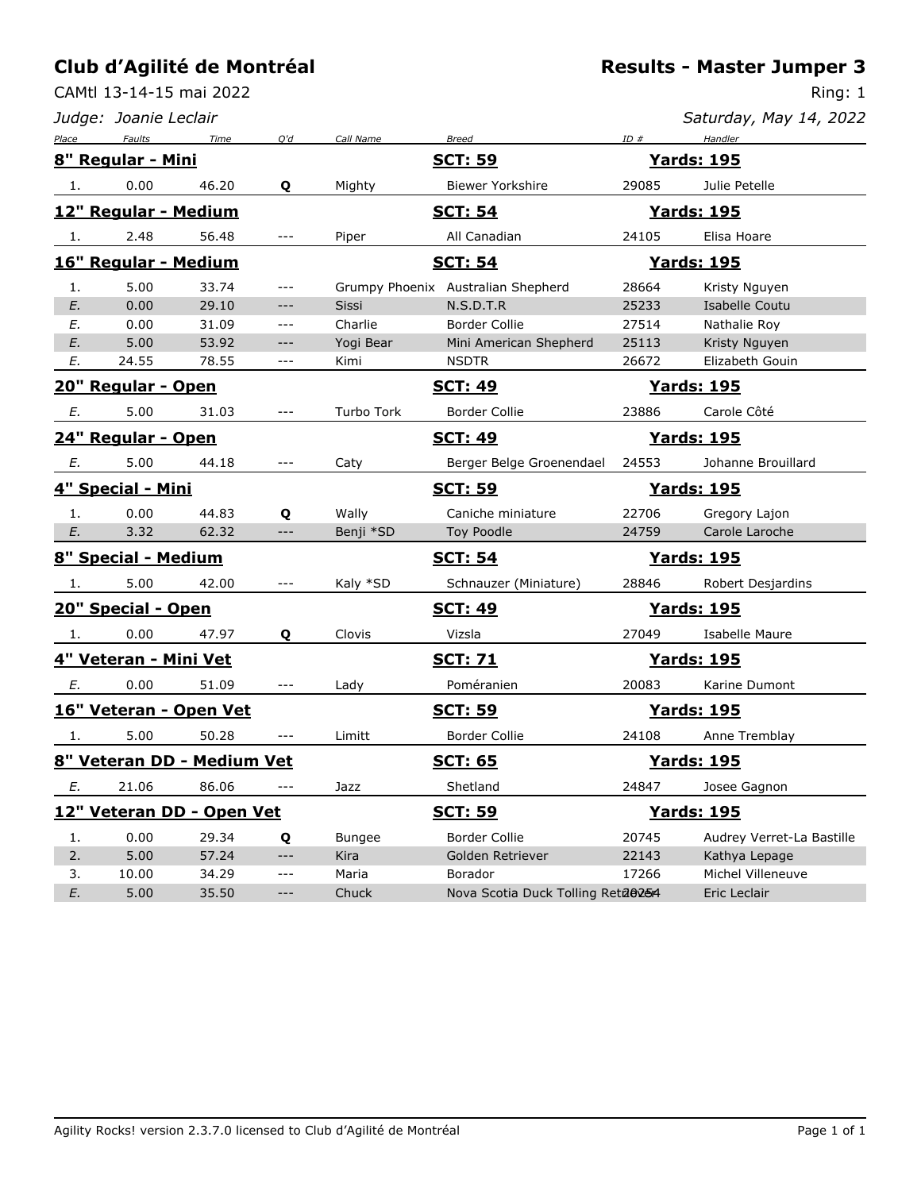# Club d'Agilité de Montréal

## Results - Master Jumper 3

CAMtl 13-14-15 mai 2022

Ring: 1

*Judge: Joanie Leclair*

*Saturday, May 14, 2022*

| Place | Faults | Time | Q'd | Call Name | Breed | ID # | Handler |
|---|---|---|---|---|---|---|---|
| **8" Regular - Mini** | | | | | **SCT: 59** | | **Yards: 195** |
| 1. | 0.00 | 46.20 | **Q** | Mighty | Biewer Yorkshire | 29085 | Julie Petelle |
| **12" Regular - Medium** | | | | | **SCT: 54** | | **Yards: 195** |
| 1. | 2.48 | 56.48 | --- | Piper | All Canadian | 24105 | Elisa Hoare |
| **16" Regular - Medium** | | | | | **SCT: 54** | | **Yards: 195** |
| 1. | 5.00 | 33.74 | --- | Grumpy Phoenix | Australian Shepherd | 28664 | Kristy Nguyen |
| E. | 0.00 | 29.10 | --- | Sissi | N.S.D.T.R | 25233 | Isabelle Coutu |
| E. | 0.00 | 31.09 | --- | Charlie | Border Collie | 27514 | Nathalie Roy |
| E. | 5.00 | 53.92 | --- | Yogi Bear | Mini American Shepherd | 25113 | Kristy Nguyen |
| E. | 24.55 | 78.55 | --- | Kimi | NSDTR | 26672 | Elizabeth Gouin |
| **20" Regular - Open** | | | | | **SCT: 49** | | **Yards: 195** |
| E. | 5.00 | 31.03 | --- | Turbo Tork | Border Collie | 23886 | Carole Côté |
| **24" Regular - Open** | | | | | **SCT: 49** | | **Yards: 195** |
| E. | 5.00 | 44.18 | --- | Caty | Berger Belge Groenendael | 24553 | Johanne Brouillard |
| **4" Special - Mini** | | | | | **SCT: 59** | | **Yards: 195** |
| 1. | 0.00 | 44.83 | **Q** | Wally | Caniche miniature | 22706 | Gregory Lajon |
| E. | 3.32 | 62.32 | --- | Benji *SD | Toy Poodle | 24759 | Carole Laroche |
| **8" Special - Medium** | | | | | **SCT: 54** | | **Yards: 195** |
| 1. | 5.00 | 42.00 | --- | Kaly *SD | Schnauzer (Miniature) | 28846 | Robert Desjardins |
| **20" Special - Open** | | | | | **SCT: 49** | | **Yards: 195** |
| 1. | 0.00 | 47.97 | **Q** | Clovis | Vizsla | 27049 | Isabelle Maure |
| **4" Veteran - Mini Vet** | | | | | **SCT: 71** | | **Yards: 195** |
| E. | 0.00 | 51.09 | --- | Lady | Poméranien | 20083 | Karine Dumont |
| **16" Veteran - Open Vet** | | | | | **SCT: 59** | | **Yards: 195** |
| 1. | 5.00 | 50.28 | --- | Limitt | Border Collie | 24108 | Anne Tremblay |
| **8" Veteran DD - Medium Vet** | | | | | **SCT: 65** | | **Yards: 195** |
| E. | 21.06 | 86.06 | --- | Jazz | Shetland | 24847 | Josee Gagnon |
| **12" Veteran DD - Open Vet** | | | | | **SCT: 59** | | **Yards: 195** |
| 1. | 0.00 | 29.34 | **Q** | Bungee | Border Collie | 20745 | Audrey Verret-La Bastille |
| 2. | 5.00 | 57.24 | --- | Kira | Golden Retriever | 22143 | Kathya Lepage |
| 3. | 10.00 | 34.29 | --- | Maria | Borador | 17266 | Michel Villeneuve |
| E. | 5.00 | 35.50 | --- | Chuck | Nova Scotia Duck Tolling Retriever | 26254 | Eric Leclair |

Agility Rocks! version 2.3.7.0 licensed to Club d'Agilité de Montréal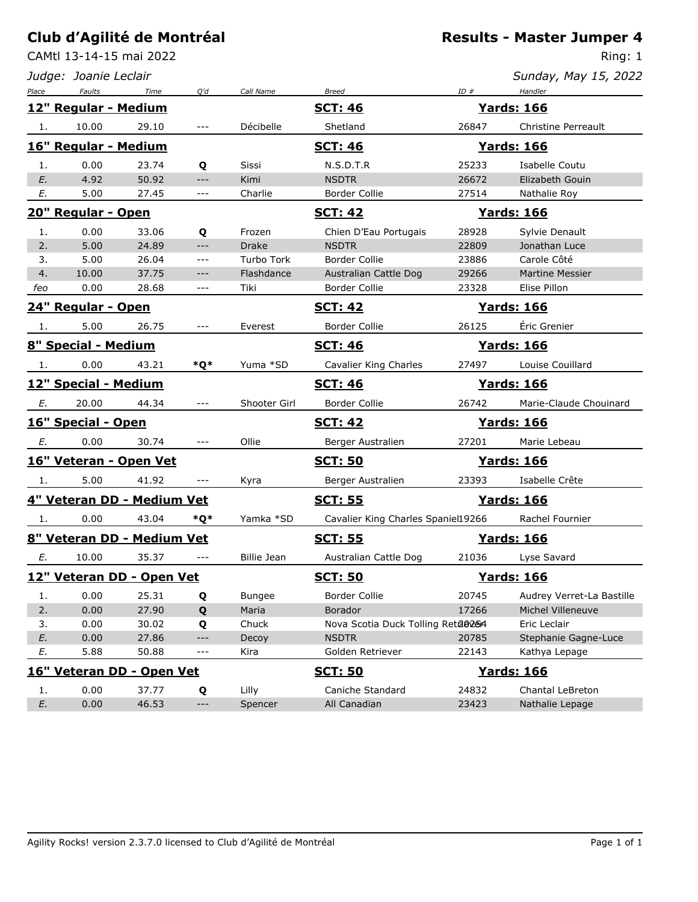# Club d'Agilité de Montréal

CAMtl 13-14-15 mai 2022

*Judge: Joanie Leclair*

## Results - Master Jumper 4

Ring: 1

*Sunday, May 15, 2022*

| Place | Faults | Time | Q'd | Call Name | Breed | ID # | Handler |
|---|---|---|---|---|---|---|---|
| **12" Regular - Medium** | | | | | **SCT: 46** | **Yards: 166** | |
| 1. | 10.00 | 29.10 | --- | Décibelle | Shetland | 26847 | Christine Perreault |
| **16" Regular - Medium** | | | | | **SCT: 46** | **Yards: 166** | |
| 1. | 0.00 | 23.74 | **Q** | Sissi | N.S.D.T.R | 25233 | Isabelle Coutu |
| *E.* | 4.92 | 50.92 | --- | Kimi | NSDTR | 26672 | Elizabeth Gouin |
| *E.* | 5.00 | 27.45 | --- | Charlie | Border Collie | 27514 | Nathalie Roy |
| **20" Regular - Open** | | | | | **SCT: 42** | **Yards: 166** | |
| 1. | 0.00 | 33.06 | **Q** | Frozen | Chien D'Eau Portugais | 28928 | Sylvie Denault |
| 2. | 5.00 | 24.89 | --- | Drake | NSDTR | 22809 | Jonathan Luce |
| 3. | 5.00 | 26.04 | --- | Turbo Tork | Border Collie | 23886 | Carole Côté |
| 4. | 10.00 | 37.75 | --- | Flashdance | Australian Cattle Dog | 29266 | Martine Messier |
| *feo* | 0.00 | 28.68 | --- | Tiki | Border Collie | 23328 | Elise Pillon |
| **24" Regular - Open** | | | | | **SCT: 42** | **Yards: 166** | |
| 1. | 5.00 | 26.75 | --- | Everest | Border Collie | 26125 | Éric Grenier |
| **8" Special - Medium** | | | | | **SCT: 46** | **Yards: 166** | |
| 1. | 0.00 | 43.21 | ***Q*** | Yuma *SD | Cavalier King Charles | 27497 | Louise Couillard |
| **12" Special - Medium** | | | | | **SCT: 46** | **Yards: 166** | |
| *E.* | 20.00 | 44.34 | --- | Shooter Girl | Border Collie | 26742 | Marie-Claude Chouinard |
| **16" Special - Open** | | | | | **SCT: 42** | **Yards: 166** | |
| *E.* | 0.00 | 30.74 | --- | Ollie | Berger Australien | 27201 | Marie Lebeau |
| **16" Veteran - Open Vet** | | | | | **SCT: 50** | **Yards: 166** | |
| 1. | 5.00 | 41.92 | --- | Kyra | Berger Australien | 23393 | Isabelle Crête |
| **4" Veteran DD - Medium Vet** | | | | | **SCT: 55** | **Yards: 166** | |
| 1. | 0.00 | 43.04 | ***Q*** | Yamka *SD | Cavalier King Charles Spaniel | 19266 | Rachel Fournier |
| **8" Veteran DD - Medium Vet** | | | | | **SCT: 55** | **Yards: 166** | |
| *E.* | 10.00 | 35.37 | --- | Billie Jean | Australian Cattle Dog | 21036 | Lyse Savard |
| **12" Veteran DD - Open Vet** | | | | | **SCT: 50** | **Yards: 166** | |
| 1. | 0.00 | 25.31 | **Q** | Bungee | Border Collie | 20745 | Audrey Verret-La Bastille |
| 2. | 0.00 | 27.90 | **Q** | Maria | Borador | 17266 | Michel Villeneuve |
| 3. | 0.00 | 30.02 | **Q** | Chuck | Nova Scotia Duck Tolling Retriever | 20254 | Eric Leclair |
| *E.* | 0.00 | 27.86 | --- | Decoy | NSDTR | 20785 | Stephanie Gagne-Luce |
| *E.* | 5.88 | 50.88 | --- | Kira | Golden Retriever | 22143 | Kathya Lepage |
| **16" Veteran DD - Open Vet** | | | | | **SCT: 50** | **Yards: 166** | |
| 1. | 0.00 | 37.77 | **Q** | Lilly | Caniche Standard | 24832 | Chantal LeBreton |
| *E.* | 0.00 | 46.53 | --- | Spencer | All Canadian | 23423 | Nathalie Lepage |

Agility Rocks! version 2.3.7.0 licensed to Club d'Agilité de Montréal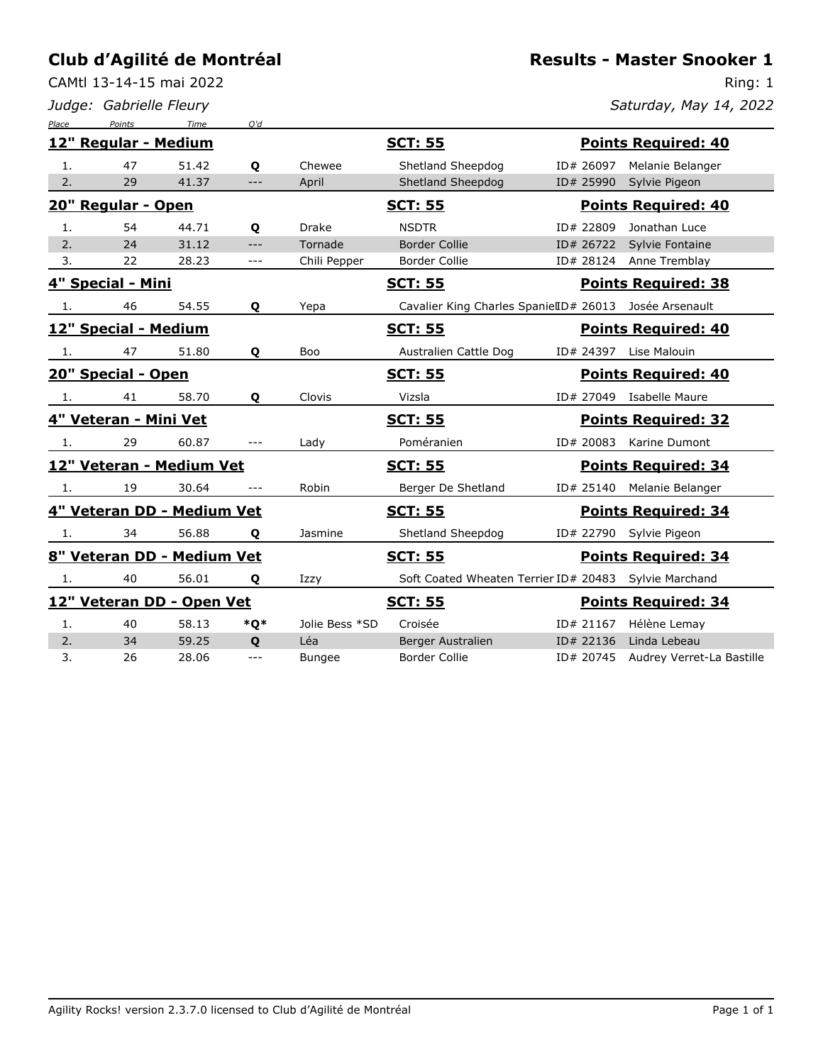# Club d'Agilité de Montréal

## Results - Master Snooker 1

CAMtl 13-14-15 mai 2022

Ring: 1

*Judge: Gabrielle Fleury*

*Saturday, May 14, 2022*

| Place | Points | Time | Q'd | Dog | Breed | ID | Handler |
|---|---|---|---|---|---|---|---|
| **12" Regular - Medium** | | | | **SCT: 55** | | **Points Required: 40** | |
| 1. | 47 | 51.42 | **Q** | Chewee | Shetland Sheepdog | ID# 26097 | Melanie Belanger |
| 2. | 29 | 41.37 | --- | April | Shetland Sheepdog | ID# 25990 | Sylvie Pigeon |
| **20" Regular - Open** | | | | **SCT: 55** | | **Points Required: 40** | |
| 1. | 54 | 44.71 | **Q** | Drake | NSDTR | ID# 22809 | Jonathan Luce |
| 2. | 24 | 31.12 | --- | Tornade | Border Collie | ID# 26722 | Sylvie Fontaine |
| 3. | 22 | 28.23 | --- | Chili Pepper | Border Collie | ID# 28124 | Anne Tremblay |
| **4" Special - Mini** | | | | **SCT: 55** | | **Points Required: 38** | |
| 1. | 46 | 54.55 | **Q** | Yepa | Cavalier King Charles Spaniel | ID# 26013 | Josée Arsenault |
| **12" Special - Medium** | | | | **SCT: 55** | | **Points Required: 40** | |
| 1. | 47 | 51.80 | **Q** | Boo | Australien Cattle Dog | ID# 24397 | Lise Malouin |
| **20" Special - Open** | | | | **SCT: 55** | | **Points Required: 40** | |
| 1. | 41 | 58.70 | **Q** | Clovis | Vizsla | ID# 27049 | Isabelle Maure |
| **4" Veteran - Mini Vet** | | | | **SCT: 55** | | **Points Required: 32** | |
| 1. | 29 | 60.87 | --- | Lady | Poméranien | ID# 20083 | Karine Dumont |
| **12" Veteran - Medium Vet** | | | | **SCT: 55** | | **Points Required: 34** | |
| 1. | 19 | 30.64 | --- | Robin | Berger De Shetland | ID# 25140 | Melanie Belanger |
| **4" Veteran DD - Medium Vet** | | | | **SCT: 55** | | **Points Required: 34** | |
| 1. | 34 | 56.88 | **Q** | Jasmine | Shetland Sheepdog | ID# 22790 | Sylvie Pigeon |
| **8" Veteran DD - Medium Vet** | | | | **SCT: 55** | | **Points Required: 34** | |
| 1. | 40 | 56.01 | **Q** | Izzy | Soft Coated Wheaten Terrier | ID# 20483 | Sylvie Marchand |
| **12" Veteran DD - Open Vet** | | | | **SCT: 55** | | **Points Required: 34** | |
| 1. | 40 | 58.13 | ***Q*** | Jolie Bess *SD | Croisée | ID# 21167 | Hélène Lemay |
| 2. | 34 | 59.25 | **Q** | Léa | Berger Australien | ID# 22136 | Linda Lebeau |
| 3. | 26 | 28.06 | --- | Bungee | Border Collie | ID# 20745 | Audrey Verret-La Bastille |

Agility Rocks! version 2.3.7.0 licensed to Club d'Agilité de Montréal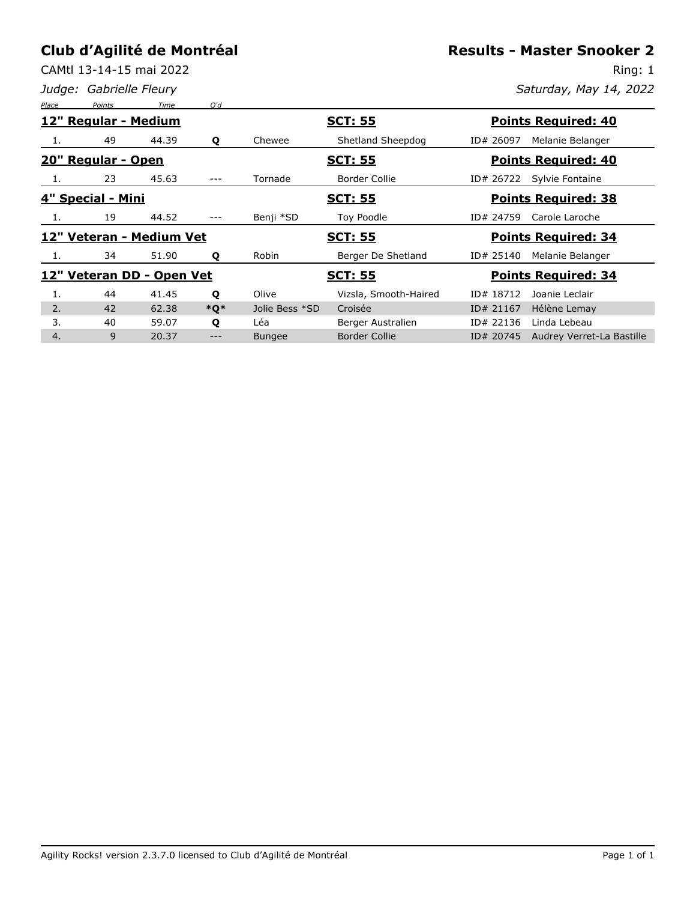# Club d'Agilité de Montréal

## Results - Master Snooker 2

CAMtl 13-14-15 mai 2022

Ring: 1

*Judge: Gabrielle Fleury*

*Saturday, May 14, 2022*

| Place | Points | Time | Q'd | Dog | Breed | ID | Handler |
|---|---|---|---|---|---|---|---|
| **12" Regular - Medium** | | | | **SCT: 55** | | **Points Required: 40** | |
| 1. | 49 | 44.39 | **Q** | Chewee | Shetland Sheepdog | ID# 26097 | Melanie Belanger |
| **20" Regular - Open** | | | | **SCT: 55** | | **Points Required: 40** | |
| 1. | 23 | 45.63 | --- | Tornade | Border Collie | ID# 26722 | Sylvie Fontaine |
| **4" Special - Mini** | | | | **SCT: 55** | | **Points Required: 38** | |
| 1. | 19 | 44.52 | --- | Benji *SD | Toy Poodle | ID# 24759 | Carole Laroche |
| **12" Veteran - Medium Vet** | | | | **SCT: 55** | | **Points Required: 34** | |
| 1. | 34 | 51.90 | **Q** | Robin | Berger De Shetland | ID# 25140 | Melanie Belanger |
| **12" Veteran DD - Open Vet** | | | | **SCT: 55** | | **Points Required: 34** | |
| 1. | 44 | 41.45 | **Q** | Olive | Vizsla, Smooth-Haired | ID# 18712 | Joanie Leclair |
| 2. | 42 | 62.38 | ***Q*** | Jolie Bess *SD | Croisée | ID# 21167 | Hélène Lemay |
| 3. | 40 | 59.07 | **Q** | Léa | Berger Australien | ID# 22136 | Linda Lebeau |
| 4. | 9 | 20.37 | --- | Bungee | Border Collie | ID# 20745 | Audrey Verret-La Bastille |

Agility Rocks! version 2.3.7.0 licensed to Club d'Agilité de Montréal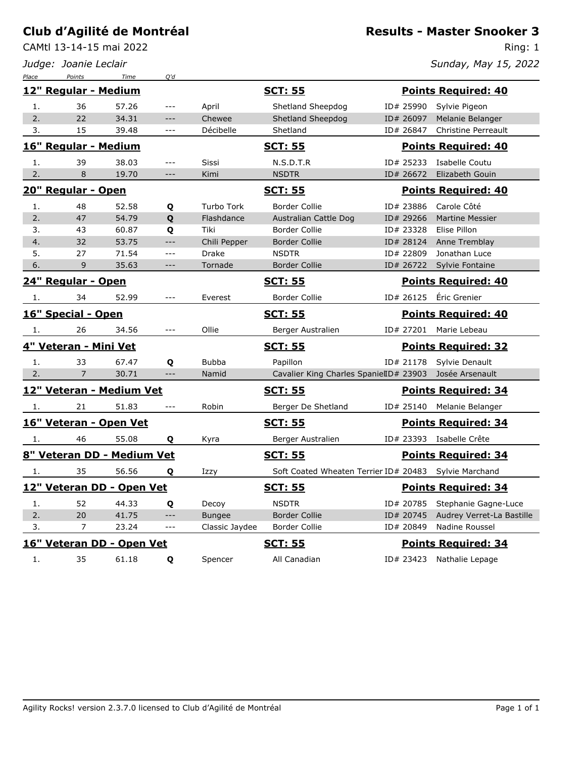# Club d'Agilité de Montréal

CAMtl 13-14-15 mai 2022

*Judge: Joanie Leclair*

## Results - Master Snooker 3

Ring: 1

*Sunday, May 15, 2022*

### 12" Regular - Medium — SCT: 55 — Points Required: 40

| Place | Points | Time | Q'd | Dog | Breed | ID | Handler |
|---|---|---|---|---|---|---|---|
| 1. | 36 | 57.26 | --- | April | Shetland Sheepdog | ID# 25990 | Sylvie Pigeon |
| 2. | 22 | 34.31 | --- | Chewee | Shetland Sheepdog | ID# 26097 | Melanie Belanger |
| 3. | 15 | 39.48 | --- | Décibelle | Shetland | ID# 26847 | Christine Perreault |

### 16" Regular - Medium — SCT: 55 — Points Required: 40

| Place | Points | Time | Q'd | Dog | Breed | ID | Handler |
|---|---|---|---|---|---|---|---|
| 1. | 39 | 38.03 | --- | Sissi | N.S.D.T.R | ID# 25233 | Isabelle Coutu |
| 2. | 8 | 19.70 | --- | Kimi | NSDTR | ID# 26672 | Elizabeth Gouin |

### 20" Regular - Open — SCT: 55 — Points Required: 40

| Place | Points | Time | Q'd | Dog | Breed | ID | Handler |
|---|---|---|---|---|---|---|---|
| 1. | 48 | 52.58 | **Q** | Turbo Tork | Border Collie | ID# 23886 | Carole Côté |
| 2. | 47 | 54.79 | **Q** | Flashdance | Australian Cattle Dog | ID# 29266 | Martine Messier |
| 3. | 43 | 60.87 | **Q** | Tiki | Border Collie | ID# 23328 | Elise Pillon |
| 4. | 32 | 53.75 | --- | Chili Pepper | Border Collie | ID# 28124 | Anne Tremblay |
| 5. | 27 | 71.54 | --- | Drake | NSDTR | ID# 22809 | Jonathan Luce |
| 6. | 9 | 35.63 | --- | Tornade | Border Collie | ID# 26722 | Sylvie Fontaine |

### 24" Regular - Open — SCT: 55 — Points Required: 40

| Place | Points | Time | Q'd | Dog | Breed | ID | Handler |
|---|---|---|---|---|---|---|---|
| 1. | 34 | 52.99 | --- | Everest | Border Collie | ID# 26125 | Éric Grenier |

### 16" Special - Open — SCT: 55 — Points Required: 40

| Place | Points | Time | Q'd | Dog | Breed | ID | Handler |
|---|---|---|---|---|---|---|---|
| 1. | 26 | 34.56 | --- | Ollie | Berger Australien | ID# 27201 | Marie Lebeau |

### 4" Veteran - Mini Vet — SCT: 55 — Points Required: 32

| Place | Points | Time | Q'd | Dog | Breed | ID | Handler |
|---|---|---|---|---|---|---|---|
| 1. | 33 | 67.47 | **Q** | Bubba | Papillon | ID# 21178 | Sylvie Denault |
| 2. | 7 | 30.71 | --- | Namid | Cavalier King Charles Spaniel | ID# 23903 | Josée Arsenault |

### 12" Veteran - Medium Vet — SCT: 55 — Points Required: 34

| Place | Points | Time | Q'd | Dog | Breed | ID | Handler |
|---|---|---|---|---|---|---|---|
| 1. | 21 | 51.83 | --- | Robin | Berger De Shetland | ID# 25140 | Melanie Belanger |

### 16" Veteran - Open Vet — SCT: 55 — Points Required: 34

| Place | Points | Time | Q'd | Dog | Breed | ID | Handler |
|---|---|---|---|---|---|---|---|
| 1. | 46 | 55.08 | **Q** | Kyra | Berger Australien | ID# 23393 | Isabelle Crête |

### 8" Veteran DD - Medium Vet — SCT: 55 — Points Required: 34

| Place | Points | Time | Q'd | Dog | Breed | ID | Handler |
|---|---|---|---|---|---|---|---|
| 1. | 35 | 56.56 | **Q** | Izzy | Soft Coated Wheaten Terrier | ID# 20483 | Sylvie Marchand |

### 12" Veteran DD - Open Vet — SCT: 55 — Points Required: 34

| Place | Points | Time | Q'd | Dog | Breed | ID | Handler |
|---|---|---|---|---|---|---|---|
| 1. | 52 | 44.33 | **Q** | Decoy | NSDTR | ID# 20785 | Stephanie Gagne-Luce |
| 2. | 20 | 41.75 | --- | Bungee | Border Collie | ID# 20745 | Audrey Verret-La Bastille |
| 3. | 7 | 23.24 | --- | Classic Jaydee | Border Collie | ID# 20849 | Nadine Roussel |

### 16" Veteran DD - Open Vet — SCT: 55 — Points Required: 34

| Place | Points | Time | Q'd | Dog | Breed | ID | Handler |
|---|---|---|---|---|---|---|---|
| 1. | 35 | 61.18 | **Q** | Spencer | All Canadian | ID# 23423 | Nathalie Lepage |

Agility Rocks! version 2.3.7.0 licensed to Club d'Agilité de Montréal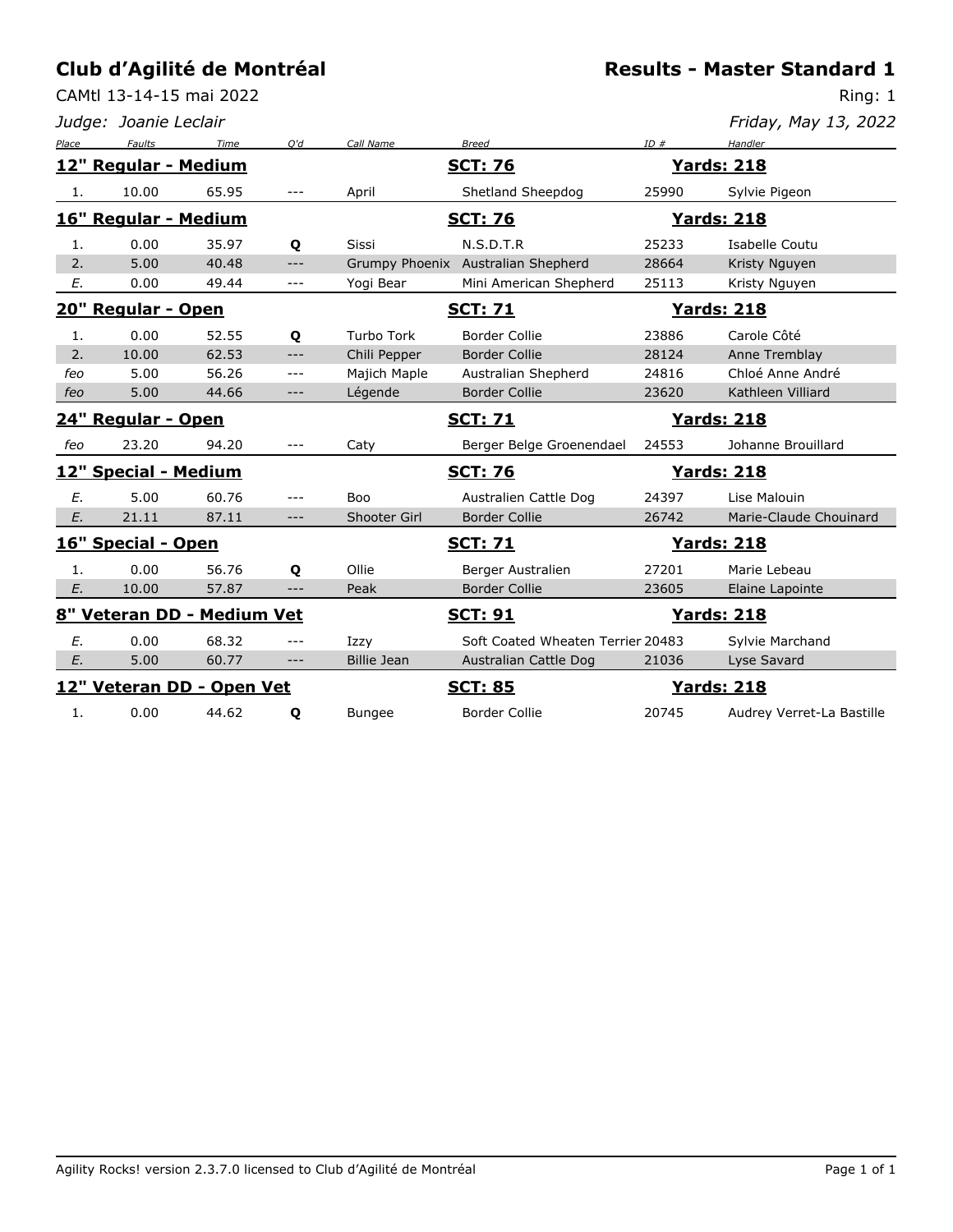# Club d'Agilité de Montréal

## Results - Master Standard 1

CAMtl 13-14-15 mai 2022

Ring: 1

*Judge: Joanie Leclair*

*Friday, May 13, 2022*

| Place | Faults | Time | Q'd | Call Name | Breed | ID # | Handler |
|---|---|---|---|---|---|---|---|
| **12" Regular - Medium** | | | | | **SCT: 76** | | **Yards: 218** |
| 1. | 10.00 | 65.95 | --- | April | Shetland Sheepdog | 25990 | Sylvie Pigeon |
| **16" Regular - Medium** | | | | | **SCT: 76** | | **Yards: 218** |
| 1. | 0.00 | 35.97 | **Q** | Sissi | N.S.D.T.R | 25233 | Isabelle Coutu |
| 2. | 5.00 | 40.48 | --- | Grumpy Phoenix | Australian Shepherd | 28664 | Kristy Nguyen |
| *E.* | 0.00 | 49.44 | --- | Yogi Bear | Mini American Shepherd | 25113 | Kristy Nguyen |
| **20" Regular - Open** | | | | | **SCT: 71** | | **Yards: 218** |
| 1. | 0.00 | 52.55 | **Q** | Turbo Tork | Border Collie | 23886 | Carole Côté |
| 2. | 10.00 | 62.53 | --- | Chili Pepper | Border Collie | 28124 | Anne Tremblay |
| *feo* | 5.00 | 56.26 | --- | Majich Maple | Australian Shepherd | 24816 | Chloé Anne André |
| *feo* | 5.00 | 44.66 | --- | Légende | Border Collie | 23620 | Kathleen Villiard |
| **24" Regular - Open** | | | | | **SCT: 71** | | **Yards: 218** |
| *feo* | 23.20 | 94.20 | --- | Caty | Berger Belge Groenendael | 24553 | Johanne Brouillard |
| **12" Special - Medium** | | | | | **SCT: 76** | | **Yards: 218** |
| *E.* | 5.00 | 60.76 | --- | Boo | Australien Cattle Dog | 24397 | Lise Malouin |
| *E.* | 21.11 | 87.11 | --- | Shooter Girl | Border Collie | 26742 | Marie-Claude Chouinard |
| **16" Special - Open** | | | | | **SCT: 71** | | **Yards: 218** |
| 1. | 0.00 | 56.76 | **Q** | Ollie | Berger Australien | 27201 | Marie Lebeau |
| *E.* | 10.00 | 57.87 | --- | Peak | Border Collie | 23605 | Elaine Lapointe |
| **8" Veteran DD - Medium Vet** | | | | | **SCT: 91** | | **Yards: 218** |
| *E.* | 0.00 | 68.32 | --- | Izzy | Soft Coated Wheaten Terrier | 20483 | Sylvie Marchand |
| *E.* | 5.00 | 60.77 | --- | Billie Jean | Australian Cattle Dog | 21036 | Lyse Savard |
| **12" Veteran DD - Open Vet** | | | | | **SCT: 85** | | **Yards: 218** |
| 1. | 0.00 | 44.62 | **Q** | Bungee | Border Collie | 20745 | Audrey Verret-La Bastille |

Agility Rocks! version 2.3.7.0 licensed to Club d'Agilité de Montréal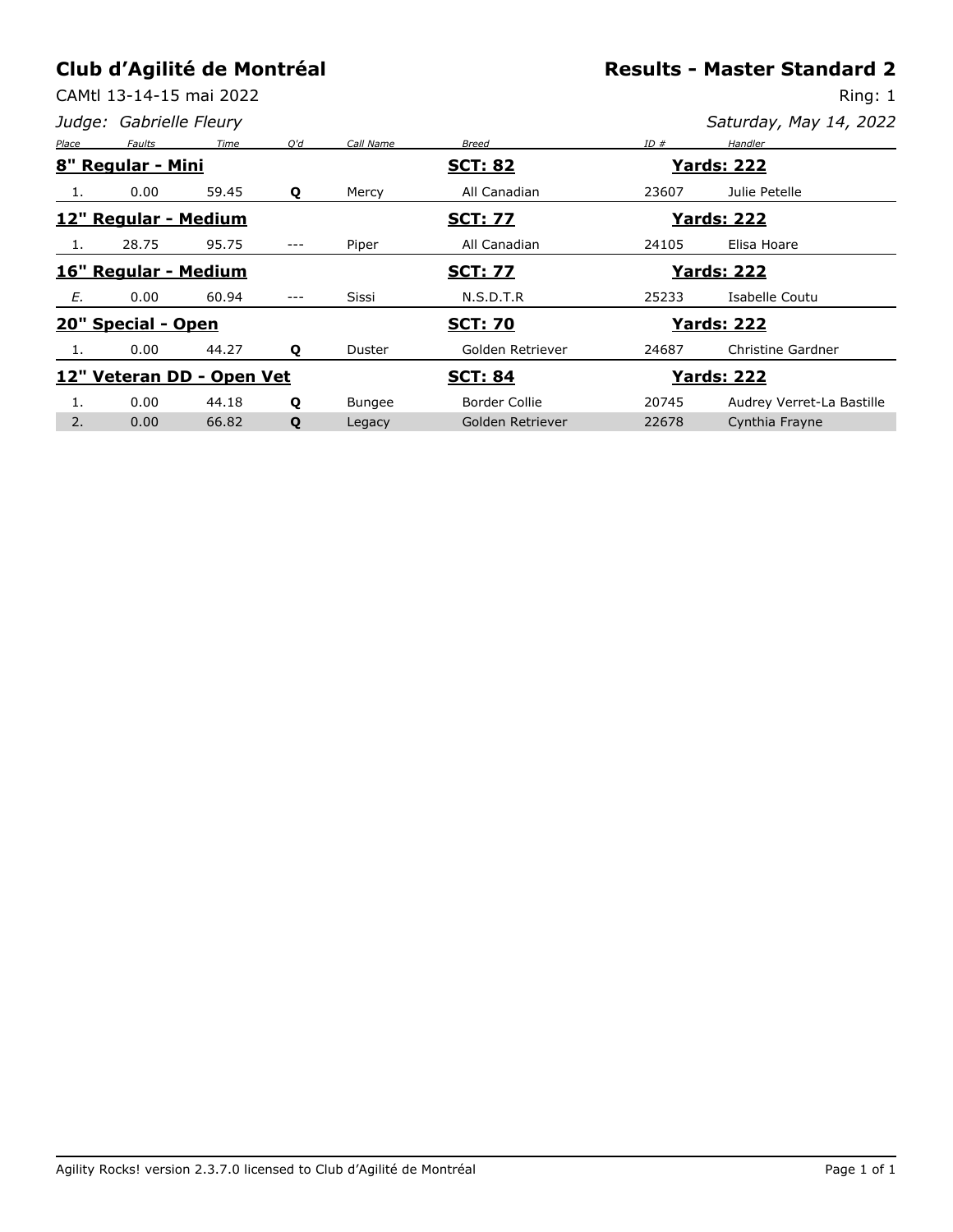# Club d'Agilité de Montréal

## Results - Master Standard 2

CAMtl 13-14-15 mai 2022

Ring: 1

*Judge: Gabrielle Fleury*

*Saturday, May 14, 2022*

| *Place* | *Faults* | *Time* | *Q'd* | *Call Name* | *Breed* | *ID #* | *Handler* |
|---|---|---|---|---|---|---|---|
| **8" Regular - Mini** | | | | | **SCT: 82** | | **Yards: 222** |
| 1. | 0.00 | 59.45 | **Q** | Mercy | All Canadian | 23607 | Julie Petelle |
| **12" Regular - Medium** | | | | | **SCT: 77** | | **Yards: 222** |
| 1. | 28.75 | 95.75 | --- | Piper | All Canadian | 24105 | Elisa Hoare |
| **16" Regular - Medium** | | | | | **SCT: 77** | | **Yards: 222** |
| *E.* | 0.00 | 60.94 | --- | Sissi | N.S.D.T.R | 25233 | Isabelle Coutu |
| **20" Special - Open** | | | | | **SCT: 70** | | **Yards: 222** |
| 1. | 0.00 | 44.27 | **Q** | Duster | Golden Retriever | 24687 | Christine Gardner |
| **12" Veteran DD - Open Vet** | | | | | **SCT: 84** | | **Yards: 222** |
| 1. | 0.00 | 44.18 | **Q** | Bungee | Border Collie | 20745 | Audrey Verret-La Bastille |
| 2. | 0.00 | 66.82 | **Q** | Legacy | Golden Retriever | 22678 | Cynthia Frayne |

Agility Rocks! version 2.3.7.0 licensed to Club d'Agilité de Montréal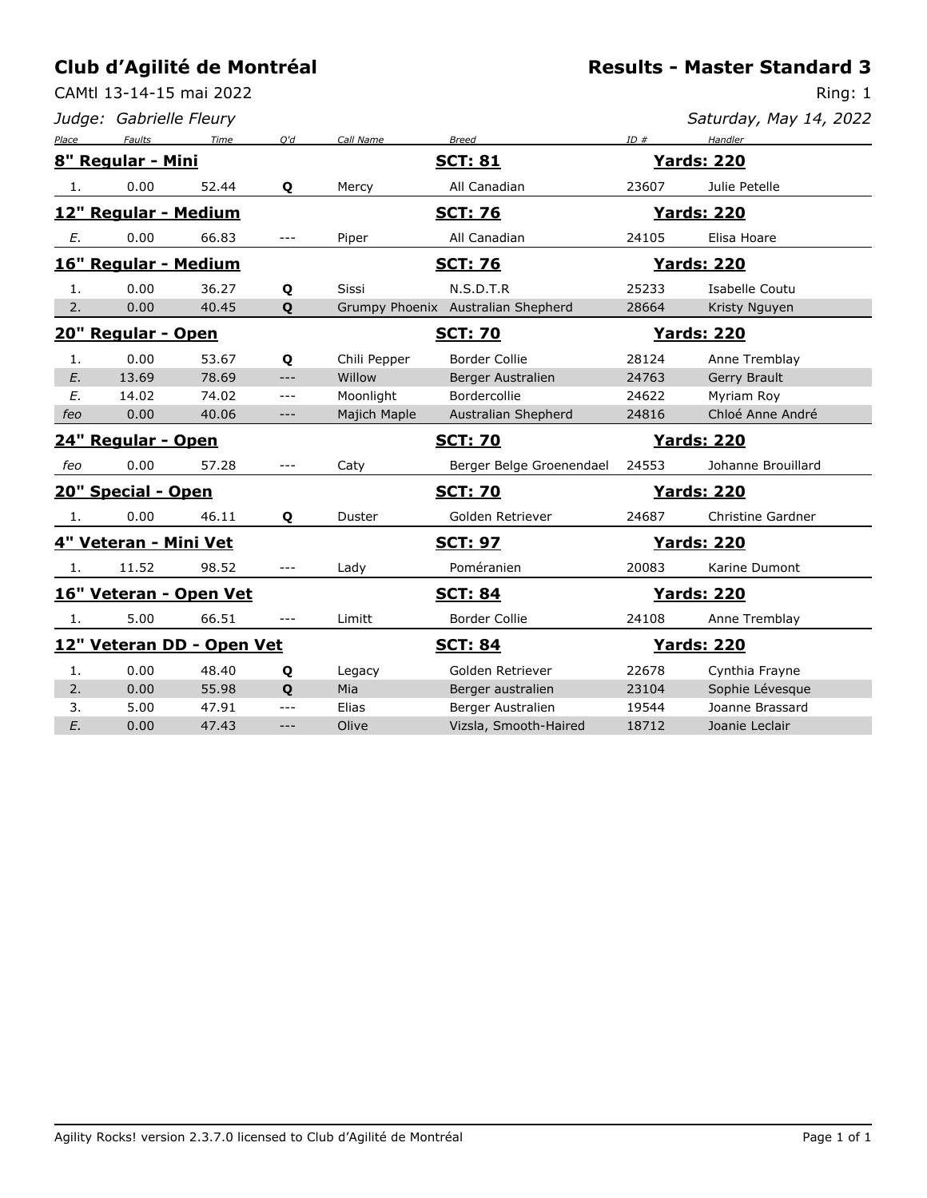# Club d'Agilité de Montréal

## Results - Master Standard 3

CAMtl 13-14-15 mai 2022

Ring: 1

*Judge: Gabrielle Fleury*

*Saturday, May 14, 2022*

| Place | Faults | Time | Q'd | Call Name | Breed | ID # | Handler |
|---|---|---|---|---|---|---|---|
| **8" Regular - Mini** | | | | | **SCT: 81** | | **Yards: 220** |
| 1. | 0.00 | 52.44 | **Q** | Mercy | All Canadian | 23607 | Julie Petelle |
| **12" Regular - Medium** | | | | | **SCT: 76** | | **Yards: 220** |
| *E.* | 0.00 | 66.83 | --- | Piper | All Canadian | 24105 | Elisa Hoare |
| **16" Regular - Medium** | | | | | **SCT: 76** | | **Yards: 220** |
| 1. | 0.00 | 36.27 | **Q** | Sissi | N.S.D.T.R | 25233 | Isabelle Coutu |
| 2. | 0.00 | 40.45 | **Q** | Grumpy Phoenix | Australian Shepherd | 28664 | Kristy Nguyen |
| **20" Regular - Open** | | | | | **SCT: 70** | | **Yards: 220** |
| 1. | 0.00 | 53.67 | **Q** | Chili Pepper | Border Collie | 28124 | Anne Tremblay |
| *E.* | 13.69 | 78.69 | --- | Willow | Berger Australien | 24763 | Gerry Brault |
| *E.* | 14.02 | 74.02 | --- | Moonlight | Bordercollie | 24622 | Myriam Roy |
| *feo* | 0.00 | 40.06 | --- | Majich Maple | Australian Shepherd | 24816 | Chloé Anne André |
| **24" Regular - Open** | | | | | **SCT: 70** | | **Yards: 220** |
| *feo* | 0.00 | 57.28 | --- | Caty | Berger Belge Groenendael | 24553 | Johanne Brouillard |
| **20" Special - Open** | | | | | **SCT: 70** | | **Yards: 220** |
| 1. | 0.00 | 46.11 | **Q** | Duster | Golden Retriever | 24687 | Christine Gardner |
| **4" Veteran - Mini Vet** | | | | | **SCT: 97** | | **Yards: 220** |
| 1. | 11.52 | 98.52 | --- | Lady | Poméranien | 20083 | Karine Dumont |
| **16" Veteran - Open Vet** | | | | | **SCT: 84** | | **Yards: 220** |
| 1. | 5.00 | 66.51 | --- | Limitt | Border Collie | 24108 | Anne Tremblay |
| **12" Veteran DD - Open Vet** | | | | | **SCT: 84** | | **Yards: 220** |
| 1. | 0.00 | 48.40 | **Q** | Legacy | Golden Retriever | 22678 | Cynthia Frayne |
| 2. | 0.00 | 55.98 | **Q** | Mia | Berger australien | 23104 | Sophie Lévesque |
| 3. | 5.00 | 47.91 | --- | Elias | Berger Australien | 19544 | Joanne Brassard |
| *E.* | 0.00 | 47.43 | --- | Olive | Vizsla, Smooth-Haired | 18712 | Joanie Leclair |

Agility Rocks! version 2.3.7.0 licensed to Club d'Agilité de Montréal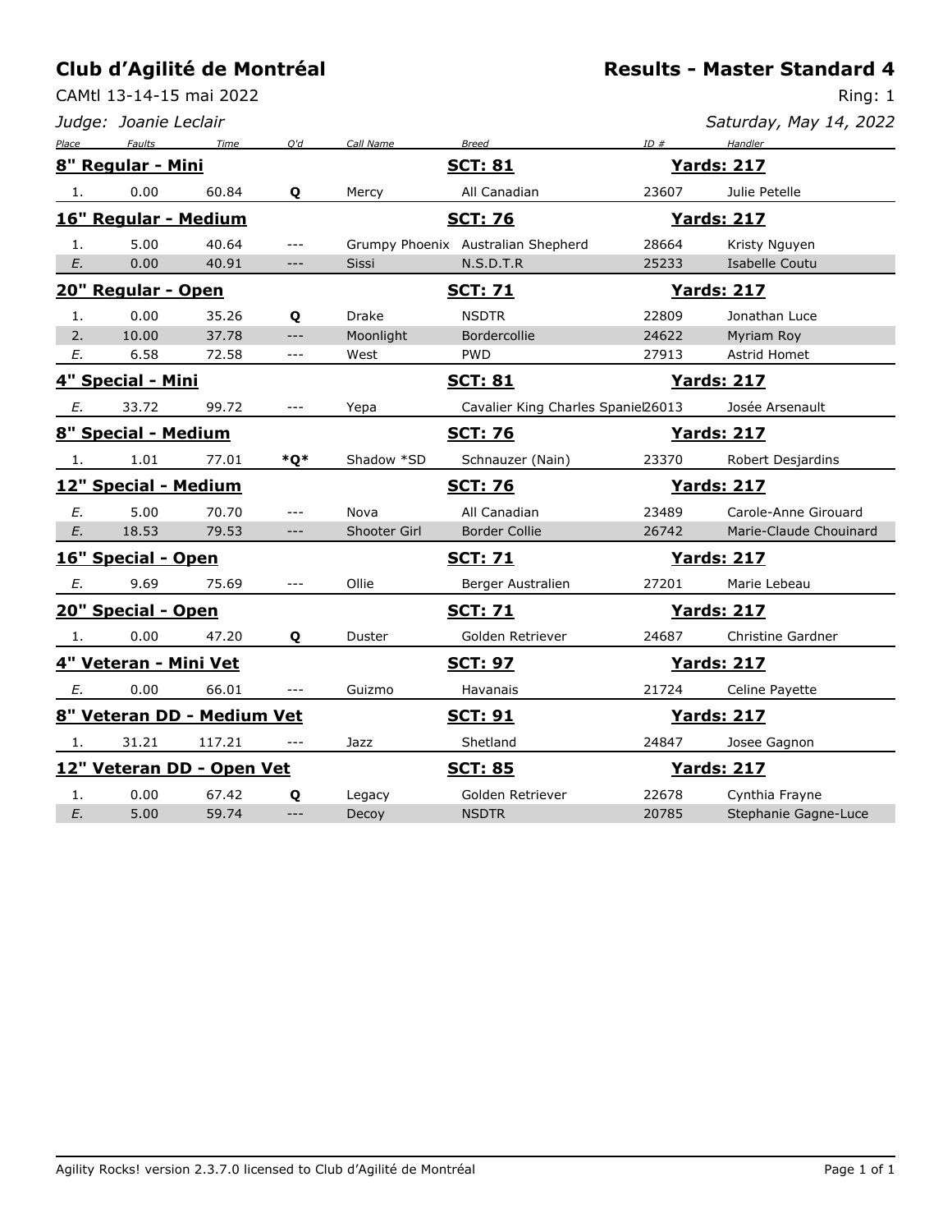# Club d'Agilité de Montréal

## Results - Master Standard 4

CAMtl 13-14-15 mai 2022

Ring: 1

*Judge: Joanie Leclair*

*Saturday, May 14, 2022*

| Place | Faults | Time | Q'd | Call Name | Breed | ID # | Handler |
|---|---|---|---|---|---|---|---|
| **8" Regular - Mini** | | | | | **SCT: 81** | | **Yards: 217** |
| 1. | 0.00 | 60.84 | **Q** | Mercy | All Canadian | 23607 | Julie Petelle |
| **16" Regular - Medium** | | | | | **SCT: 76** | | **Yards: 217** |
| 1. | 5.00 | 40.64 | --- | Grumpy Phoenix | Australian Shepherd | 28664 | Kristy Nguyen |
| *E.* | 0.00 | 40.91 | --- | Sissi | N.S.D.T.R | 25233 | Isabelle Coutu |
| **20" Regular - Open** | | | | | **SCT: 71** | | **Yards: 217** |
| 1. | 0.00 | 35.26 | **Q** | Drake | NSDTR | 22809 | Jonathan Luce |
| 2. | 10.00 | 37.78 | --- | Moonlight | Bordercollie | 24622 | Myriam Roy |
| *E.* | 6.58 | 72.58 | --- | West | PWD | 27913 | Astrid Homet |
| **4" Special - Mini** | | | | | **SCT: 81** | | **Yards: 217** |
| *E.* | 33.72 | 99.72 | --- | Yepa | Cavalier King Charles Spaniel | 26013 | Josée Arsenault |
| **8" Special - Medium** | | | | | **SCT: 76** | | **Yards: 217** |
| 1. | 1.01 | 77.01 | ***Q*** | Shadow *SD | Schnauzer (Nain) | 23370 | Robert Desjardins |
| **12" Special - Medium** | | | | | **SCT: 76** | | **Yards: 217** |
| *E.* | 5.00 | 70.70 | --- | Nova | All Canadian | 23489 | Carole-Anne Girouard |
| *E.* | 18.53 | 79.53 | --- | Shooter Girl | Border Collie | 26742 | Marie-Claude Chouinard |
| **16" Special - Open** | | | | | **SCT: 71** | | **Yards: 217** |
| *E.* | 9.69 | 75.69 | --- | Ollie | Berger Australien | 27201 | Marie Lebeau |
| **20" Special - Open** | | | | | **SCT: 71** | | **Yards: 217** |
| 1. | 0.00 | 47.20 | **Q** | Duster | Golden Retriever | 24687 | Christine Gardner |
| **4" Veteran - Mini Vet** | | | | | **SCT: 97** | | **Yards: 217** |
| *E.* | 0.00 | 66.01 | --- | Guizmo | Havanais | 21724 | Celine Payette |
| **8" Veteran DD - Medium Vet** | | | | | **SCT: 91** | | **Yards: 217** |
| 1. | 31.21 | 117.21 | --- | Jazz | Shetland | 24847 | Josee Gagnon |
| **12" Veteran DD - Open Vet** | | | | | **SCT: 85** | | **Yards: 217** |
| 1. | 0.00 | 67.42 | **Q** | Legacy | Golden Retriever | 22678 | Cynthia Frayne |
| *E.* | 5.00 | 59.74 | --- | Decoy | NSDTR | 20785 | Stephanie Gagne-Luce |

Agility Rocks! version 2.3.7.0 licensed to Club d'Agilité de Montréal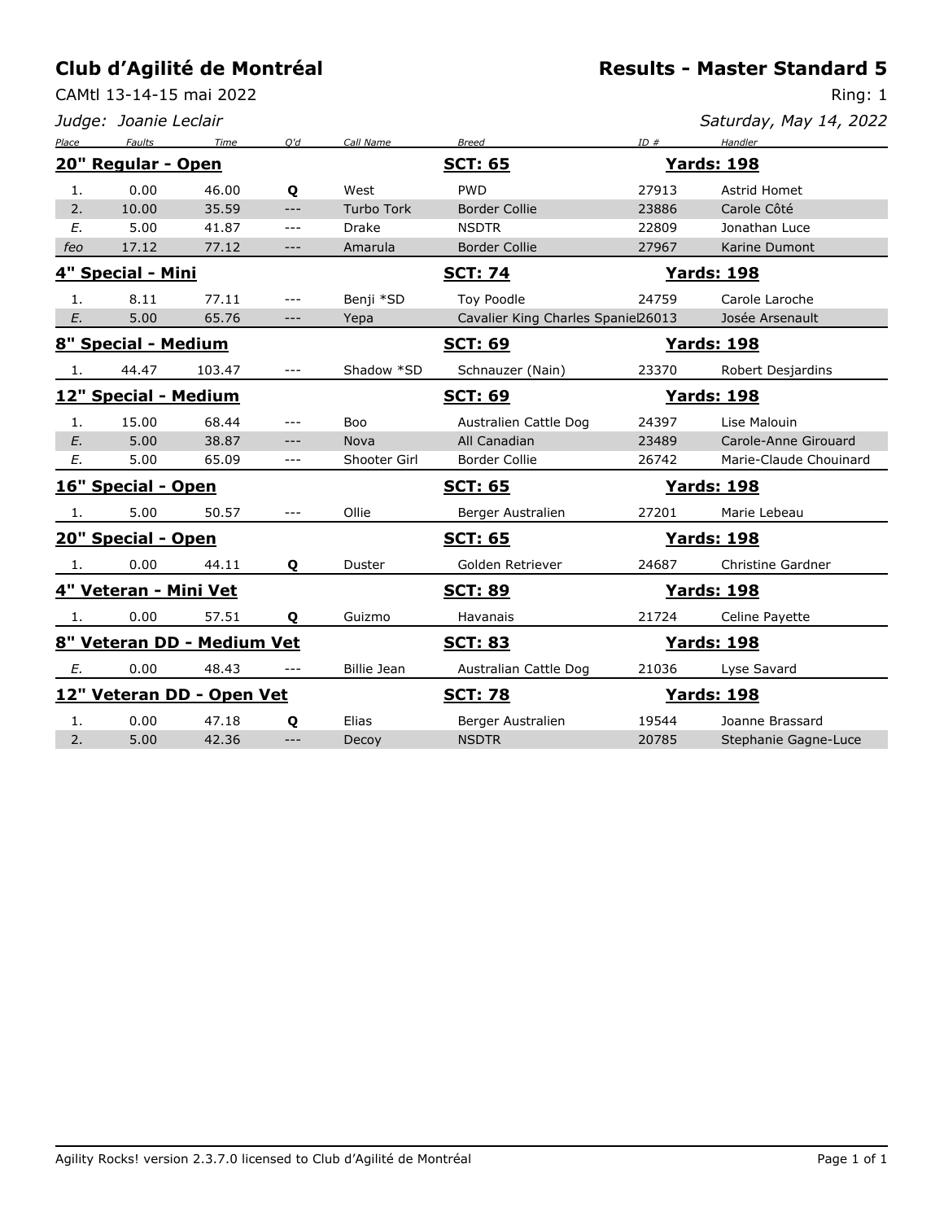# Club d'Agilité de Montréal

**Results - Master Standard 5**

CAMtl 13-14-15 mai 2022

Ring: 1

*Judge: Joanie Leclair*

*Saturday, May 14, 2022*

| Place | Faults | Time | Q'd | Call Name | Breed | ID # | Handler |
|---|---|---|---|---|---|---|---|
| **20" Regular - Open** | | | | | **SCT: 65** | | **Yards: 198** |
| 1. | 0.00 | 46.00 | **Q** | West | PWD | 27913 | Astrid Homet |
| 2. | 10.00 | 35.59 | --- | Turbo Tork | Border Collie | 23886 | Carole Côté |
| *E.* | 5.00 | 41.87 | --- | Drake | NSDTR | 22809 | Jonathan Luce |
| *feo* | 17.12 | 77.12 | --- | Amarula | Border Collie | 27967 | Karine Dumont |
| **4" Special - Mini** | | | | | **SCT: 74** | | **Yards: 198** |
| 1. | 8.11 | 77.11 | --- | Benji *SD | Toy Poodle | 24759 | Carole Laroche |
| *E.* | 5.00 | 65.76 | --- | Yepa | Cavalier King Charles Spaniel | 26013 | Josée Arsenault |
| **8" Special - Medium** | | | | | **SCT: 69** | | **Yards: 198** |
| 1. | 44.47 | 103.47 | --- | Shadow *SD | Schnauzer (Nain) | 23370 | Robert Desjardins |
| **12" Special - Medium** | | | | | **SCT: 69** | | **Yards: 198** |
| 1. | 15.00 | 68.44 | --- | Boo | Australien Cattle Dog | 24397 | Lise Malouin |
| *E.* | 5.00 | 38.87 | --- | Nova | All Canadian | 23489 | Carole-Anne Girouard |
| *E.* | 5.00 | 65.09 | --- | Shooter Girl | Border Collie | 26742 | Marie-Claude Chouinard |
| **16" Special - Open** | | | | | **SCT: 65** | | **Yards: 198** |
| 1. | 5.00 | 50.57 | --- | Ollie | Berger Australien | 27201 | Marie Lebeau |
| **20" Special - Open** | | | | | **SCT: 65** | | **Yards: 198** |
| 1. | 0.00 | 44.11 | **Q** | Duster | Golden Retriever | 24687 | Christine Gardner |
| **4" Veteran - Mini Vet** | | | | | **SCT: 89** | | **Yards: 198** |
| 1. | 0.00 | 57.51 | **Q** | Guizmo | Havanais | 21724 | Celine Payette |
| **8" Veteran DD - Medium Vet** | | | | | **SCT: 83** | | **Yards: 198** |
| *E.* | 0.00 | 48.43 | --- | Billie Jean | Australian Cattle Dog | 21036 | Lyse Savard |
| **12" Veteran DD - Open Vet** | | | | | **SCT: 78** | | **Yards: 198** |
| 1. | 0.00 | 47.18 | **Q** | Elias | Berger Australien | 19544 | Joanne Brassard |
| 2. | 5.00 | 42.36 | --- | Decoy | NSDTR | 20785 | Stephanie Gagne-Luce |

Agility Rocks! version 2.3.7.0 licensed to Club d'Agilité de Montréal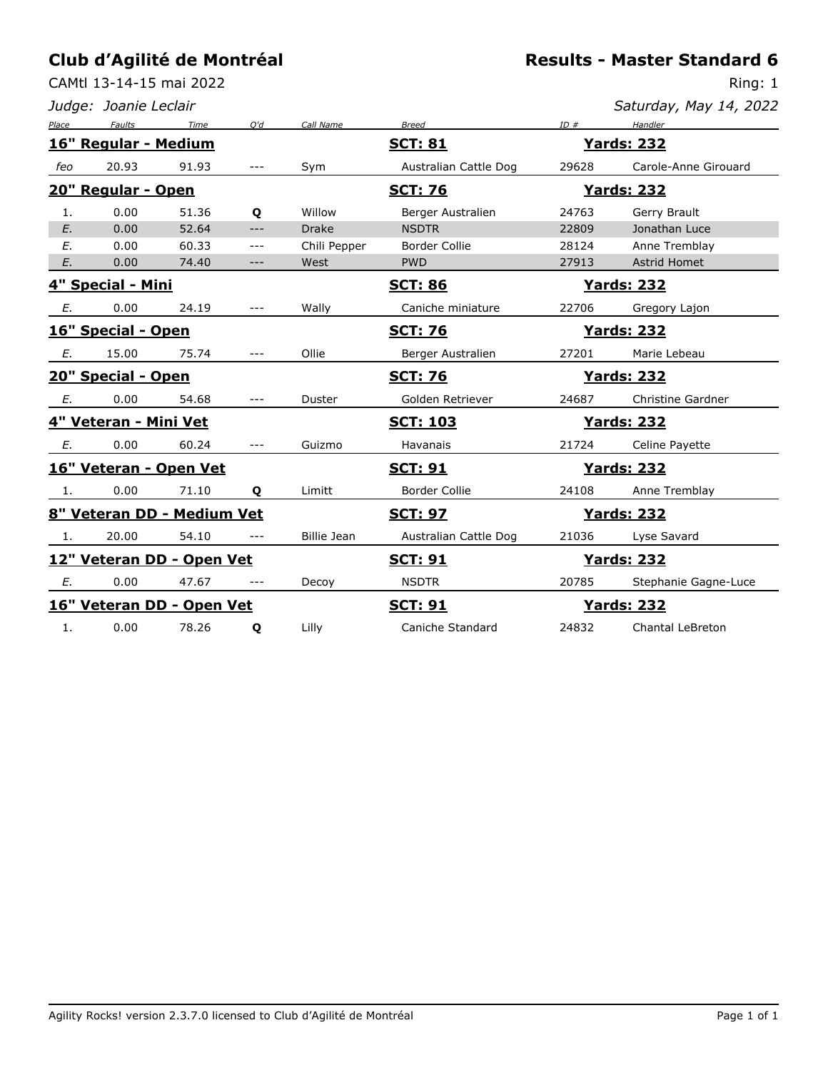## Club d'Agilité de Montréal

CAMtl 13-14-15 mai 2022

*Judge: Joanie Leclair*

## Results - Master Standard 6

Ring: 1

*Saturday, May 14, 2022*

| Place | Faults | Time | Q'd | Call Name | Breed | ID # | Handler |
|---|---|---|---|---|---|---|---|
| **16" Regular - Medium** | | | | | **SCT: 81** | | **Yards: 232** |
| *feo* | 20.93 | 91.93 | --- | Sym | Australian Cattle Dog | 29628 | Carole-Anne Girouard |
| **20" Regular - Open** | | | | | **SCT: 76** | | **Yards: 232** |
| 1. | 0.00 | 51.36 | **Q** | Willow | Berger Australien | 24763 | Gerry Brault |
| *E.* | 0.00 | 52.64 | --- | Drake | NSDTR | 22809 | Jonathan Luce |
| *E.* | 0.00 | 60.33 | --- | Chili Pepper | Border Collie | 28124 | Anne Tremblay |
| *E.* | 0.00 | 74.40 | --- | West | PWD | 27913 | Astrid Homet |
| **4" Special - Mini** | | | | | **SCT: 86** | | **Yards: 232** |
| *E.* | 0.00 | 24.19 | --- | Wally | Caniche miniature | 22706 | Gregory Lajon |
| **16" Special - Open** | | | | | **SCT: 76** | | **Yards: 232** |
| *E.* | 15.00 | 75.74 | --- | Ollie | Berger Australien | 27201 | Marie Lebeau |
| **20" Special - Open** | | | | | **SCT: 76** | | **Yards: 232** |
| *E.* | 0.00 | 54.68 | --- | Duster | Golden Retriever | 24687 | Christine Gardner |
| **4" Veteran - Mini Vet** | | | | | **SCT: 103** | | **Yards: 232** |
| *E.* | 0.00 | 60.24 | --- | Guizmo | Havanais | 21724 | Celine Payette |
| **16" Veteran - Open Vet** | | | | | **SCT: 91** | | **Yards: 232** |
| 1. | 0.00 | 71.10 | **Q** | Limitt | Border Collie | 24108 | Anne Tremblay |
| **8" Veteran DD - Medium Vet** | | | | | **SCT: 97** | | **Yards: 232** |
| 1. | 20.00 | 54.10 | --- | Billie Jean | Australian Cattle Dog | 21036 | Lyse Savard |
| **12" Veteran DD - Open Vet** | | | | | **SCT: 91** | | **Yards: 232** |
| *E.* | 0.00 | 47.67 | --- | Decoy | NSDTR | 20785 | Stephanie Gagne-Luce |
| **16" Veteran DD - Open Vet** | | | | | **SCT: 91** | | **Yards: 232** |
| 1. | 0.00 | 78.26 | **Q** | Lilly | Caniche Standard | 24832 | Chantal LeBreton |

Agility Rocks! version 2.3.7.0 licensed to Club d'Agilité de Montréal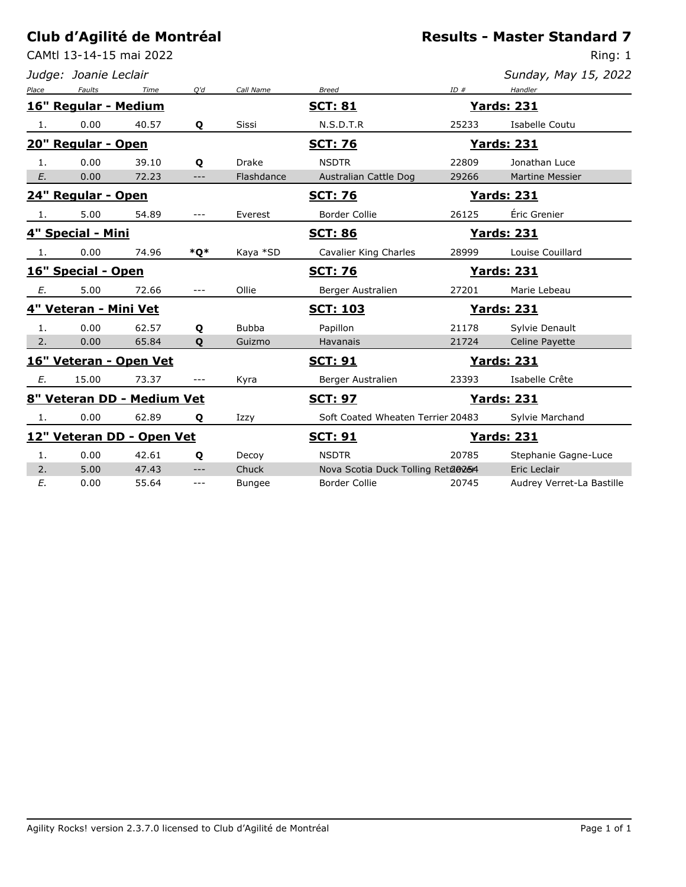# Club d'Agilité de Montréal

## Results - Master Standard 7

CAMtl 13-14-15 mai 2022

Ring: 1

*Judge: Joanie Leclair*

*Sunday, May 15, 2022*

| Place | Faults | Time | Q'd | Call Name | Breed | ID # | Handler |
|---|---|---|---|---|---|---|---|
| **16" Regular - Medium** | | | | | **SCT: 81** | **Yards: 231** | |
| 1. | 0.00 | 40.57 | **Q** | Sissi | N.S.D.T.R | 25233 | Isabelle Coutu |
| **20" Regular - Open** | | | | | **SCT: 76** | **Yards: 231** | |
| 1. | 0.00 | 39.10 | **Q** | Drake | NSDTR | 22809 | Jonathan Luce |
| *E.* | 0.00 | 72.23 | --- | Flashdance | Australian Cattle Dog | 29266 | Martine Messier |
| **24" Regular - Open** | | | | | **SCT: 76** | **Yards: 231** | |
| 1. | 5.00 | 54.89 | --- | Everest | Border Collie | 26125 | Éric Grenier |
| **4" Special - Mini** | | | | | **SCT: 86** | **Yards: 231** | |
| 1. | 0.00 | 74.96 | ***Q*** | Kaya *SD | Cavalier King Charles | 28999 | Louise Couillard |
| **16" Special - Open** | | | | | **SCT: 76** | **Yards: 231** | |
| *E.* | 5.00 | 72.66 | --- | Ollie | Berger Australien | 27201 | Marie Lebeau |
| **4" Veteran - Mini Vet** | | | | | **SCT: 103** | **Yards: 231** | |
| 1. | 0.00 | 62.57 | **Q** | Bubba | Papillon | 21178 | Sylvie Denault |
| 2. | 0.00 | 65.84 | **Q** | Guizmo | Havanais | 21724 | Celine Payette |
| **16" Veteran - Open Vet** | | | | | **SCT: 91** | **Yards: 231** | |
| *E.* | 15.00 | 73.37 | --- | Kyra | Berger Australien | 23393 | Isabelle Crête |
| **8" Veteran DD - Medium Vet** | | | | | **SCT: 97** | **Yards: 231** | |
| 1. | 0.00 | 62.89 | **Q** | Izzy | Soft Coated Wheaten Terrier | 20483 | Sylvie Marchand |
| **12" Veteran DD - Open Vet** | | | | | **SCT: 91** | **Yards: 231** | |
| 1. | 0.00 | 42.61 | **Q** | Decoy | NSDTR | 20785 | Stephanie Gagne-Luce |
| 2. | 5.00 | 47.43 | --- | Chuck | Nova Scotia Duck Tolling Retriever | 20254 | Eric Leclair |
| *E.* | 0.00 | 55.64 | --- | Bungee | Border Collie | 20745 | Audrey Verret-La Bastille |

Agility Rocks! version 2.3.7.0 licensed to Club d'Agilité de Montréal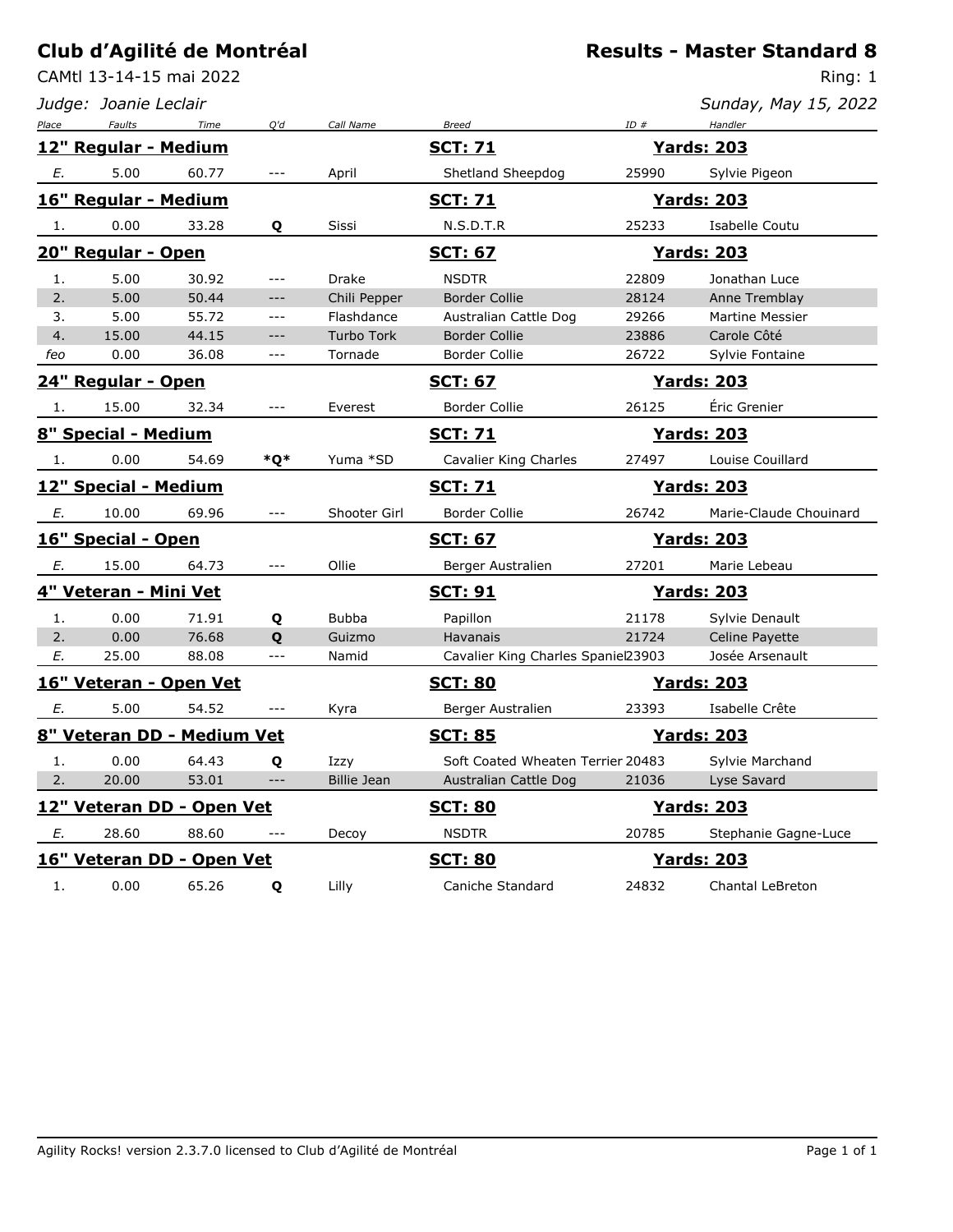# Club d'Agilité de Montréal

## Results - Master Standard 8

CAMtl 13-14-15 mai 2022

Ring: 1

*Judge: Joanie Leclair*

*Sunday, May 15, 2022*

| Place | Faults | Time | Q'd | Call Name | Breed | ID # | Handler |
|---|---|---|---|---|---|---|---|
| **12" Regular - Medium** | | | | | **SCT: 71** | **Yards: 203** | |
| E. | 5.00 | 60.77 | --- | April | Shetland Sheepdog | 25990 | Sylvie Pigeon |
| **16" Regular - Medium** | | | | | **SCT: 71** | **Yards: 203** | |
| 1. | 0.00 | 33.28 | **Q** | Sissi | N.S.D.T.R | 25233 | Isabelle Coutu |
| **20" Regular - Open** | | | | | **SCT: 67** | **Yards: 203** | |
| 1. | 5.00 | 30.92 | --- | Drake | NSDTR | 22809 | Jonathan Luce |
| 2. | 5.00 | 50.44 | --- | Chili Pepper | Border Collie | 28124 | Anne Tremblay |
| 3. | 5.00 | 55.72 | --- | Flashdance | Australian Cattle Dog | 29266 | Martine Messier |
| 4. | 15.00 | 44.15 | --- | Turbo Tork | Border Collie | 23886 | Carole Côté |
| feo | 0.00 | 36.08 | --- | Tornade | Border Collie | 26722 | Sylvie Fontaine |
| **24" Regular - Open** | | | | | **SCT: 67** | **Yards: 203** | |
| 1. | 15.00 | 32.34 | --- | Everest | Border Collie | 26125 | Éric Grenier |
| **8" Special - Medium** | | | | | **SCT: 71** | **Yards: 203** | |
| 1. | 0.00 | 54.69 | **\*Q\*** | Yuma \*SD | Cavalier King Charles | 27497 | Louise Couillard |
| **12" Special - Medium** | | | | | **SCT: 71** | **Yards: 203** | |
| E. | 10.00 | 69.96 | --- | Shooter Girl | Border Collie | 26742 | Marie-Claude Chouinard |
| **16" Special - Open** | | | | | **SCT: 67** | **Yards: 203** | |
| E. | 15.00 | 64.73 | --- | Ollie | Berger Australien | 27201 | Marie Lebeau |
| **4" Veteran - Mini Vet** | | | | | **SCT: 91** | **Yards: 203** | |
| 1. | 0.00 | 71.91 | **Q** | Bubba | Papillon | 21178 | Sylvie Denault |
| 2. | 0.00 | 76.68 | **Q** | Guizmo | Havanais | 21724 | Celine Payette |
| E. | 25.00 | 88.08 | --- | Namid | Cavalier King Charles Spaniel | 23903 | Josée Arsenault |
| **16" Veteran - Open Vet** | | | | | **SCT: 80** | **Yards: 203** | |
| E. | 5.00 | 54.52 | --- | Kyra | Berger Australien | 23393 | Isabelle Crête |
| **8" Veteran DD - Medium Vet** | | | | | **SCT: 85** | **Yards: 203** | |
| 1. | 0.00 | 64.43 | **Q** | Izzy | Soft Coated Wheaten Terrier | 20483 | Sylvie Marchand |
| 2. | 20.00 | 53.01 | --- | Billie Jean | Australian Cattle Dog | 21036 | Lyse Savard |
| **12" Veteran DD - Open Vet** | | | | | **SCT: 80** | **Yards: 203** | |
| E. | 28.60 | 88.60 | --- | Decoy | NSDTR | 20785 | Stephanie Gagne-Luce |
| **16" Veteran DD - Open Vet** | | | | | **SCT: 80** | **Yards: 203** | |
| 1. | 0.00 | 65.26 | **Q** | Lilly | Caniche Standard | 24832 | Chantal LeBreton |

Agility Rocks! version 2.3.7.0 licensed to Club d'Agilité de Montréal